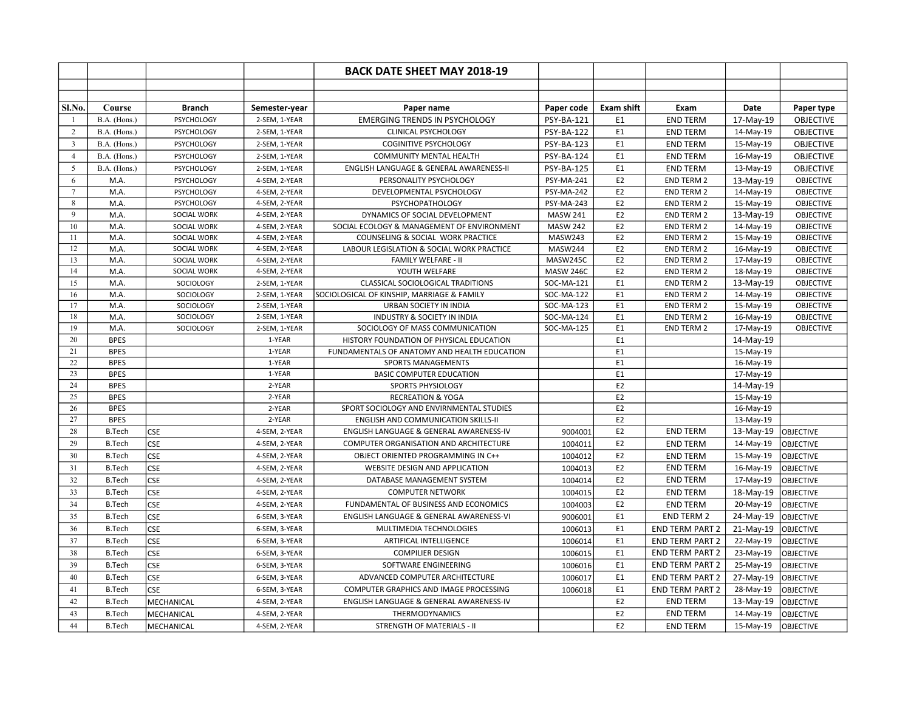# BACK DATE SHEET MAY 2018-19

| Sl.No. | Course | Branch | Semester-year | Paper name | Paper code | Exam shift | Exam | Date | Paper type |
|---|---|---|---|---|---|---|---|---|---|
| 1 | B.A. (Hons.) | PSYCHOLOGY | 2-SEM, 1-YEAR | EMERGING TRENDS IN PSYCHOLOGY | PSY-BA-121 | E1 | END TERM | 17-May-19 | OBJECTIVE |
| 2 | B.A. (Hons.) | PSYCHOLOGY | 2-SEM, 1-YEAR | CLINICAL PSYCHOLOGY | PSY-BA-122 | E1 | END TERM | 14-May-19 | OBJECTIVE |
| 3 | B.A. (Hons.) | PSYCHOLOGY | 2-SEM, 1-YEAR | COGINITIVE PSYCHOLOGY | PSY-BA-123 | E1 | END TERM | 15-May-19 | OBJECTIVE |
| 4 | B.A. (Hons.) | PSYCHOLOGY | 2-SEM, 1-YEAR | COMMUNITY MENTAL HEALTH | PSY-BA-124 | E1 | END TERM | 16-May-19 | OBJECTIVE |
| 5 | B.A. (Hons.) | PSYCHOLOGY | 2-SEM, 1-YEAR | ENGLISH LANGUAGE & GENERAL AWARENESS-II | PSY-BA-125 | E1 | END TERM | 13-May-19 | OBJECTIVE |
| 6 | M.A. | PSYCHOLOGY | 4-SEM, 2-YEAR | PERSONALITY PSYCHOLOGY | PSY-MA-241 | E2 | END TERM 2 | 13-May-19 | OBJECTIVE |
| 7 | M.A. | PSYCHOLOGY | 4-SEM, 2-YEAR | DEVELOPMENTAL PSYCHOLOGY | PSY-MA-242 | E2 | END TERM 2 | 14-May-19 | OBJECTIVE |
| 8 | M.A. | PSYCHOLOGY | 4-SEM, 2-YEAR | PSYCHOPATHOLOGY | PSY-MA-243 | E2 | END TERM 2 | 15-May-19 | OBJECTIVE |
| 9 | M.A. | SOCIAL WORK | 4-SEM, 2-YEAR | DYNAMICS OF SOCIAL DEVELOPMENT | MASW 241 | E2 | END TERM 2 | 13-May-19 | OBJECTIVE |
| 10 | M.A. | SOCIAL WORK | 4-SEM, 2-YEAR | SOCIAL ECOLOGY & MANAGEMENT OF ENVIRONMENT | MASW 242 | E2 | END TERM 2 | 14-May-19 | OBJECTIVE |
| 11 | M.A. | SOCIAL WORK | 4-SEM, 2-YEAR | COUNSELING & SOCIAL WORK PRACTICE | MASW243 | E2 | END TERM 2 | 15-May-19 | OBJECTIVE |
| 12 | M.A. | SOCIAL WORK | 4-SEM, 2-YEAR | LABOUR LEGISLATION & SOCIAL WORK PRACTICE | MASW244 | E2 | END TERM 2 | 16-May-19 | OBJECTIVE |
| 13 | M.A. | SOCIAL WORK | 4-SEM, 2-YEAR | FAMILY WELFARE - II | MASW245C | E2 | END TERM 2 | 17-May-19 | OBJECTIVE |
| 14 | M.A. | SOCIAL WORK | 4-SEM, 2-YEAR | YOUTH WELFARE | MASW 246C | E2 | END TERM 2 | 18-May-19 | OBJECTIVE |
| 15 | M.A. | SOCIOLOGY | 2-SEM, 1-YEAR | CLASSICAL SOCIOLOGICAL TRADITIONS | SOC-MA-121 | E1 | END TERM 2 | 13-May-19 | OBJECTIVE |
| 16 | M.A. | SOCIOLOGY | 2-SEM, 1-YEAR | SOCIOLOGICAL OF KINSHIP, MARRIAGE & FAMILY | SOC-MA-122 | E1 | END TERM 2 | 14-May-19 | OBJECTIVE |
| 17 | M.A. | SOCIOLOGY | 2-SEM, 1-YEAR | URBAN SOCIETY IN INDIA | SOC-MA-123 | E1 | END TERM 2 | 15-May-19 | OBJECTIVE |
| 18 | M.A. | SOCIOLOGY | 2-SEM, 1-YEAR | INDUSTRY & SOCIETY IN INDIA | SOC-MA-124 | E1 | END TERM 2 | 16-May-19 | OBJECTIVE |
| 19 | M.A. | SOCIOLOGY | 2-SEM, 1-YEAR | SOCIOLOGY OF MASS COMMUNICATION | SOC-MA-125 | E1 | END TERM 2 | 17-May-19 | OBJECTIVE |
| 20 | BPES | | 1-YEAR | HISTORY FOUNDATION OF PHYSICAL EDUCATION | | E1 | | 14-May-19 | |
| 21 | BPES | | 1-YEAR | FUNDAMENTALS OF ANATOMY AND HEALTH EDUCATION | | E1 | | 15-May-19 | |
| 22 | BPES | | 1-YEAR | SPORTS MANAGEMENTS | | E1 | | 16-May-19 | |
| 23 | BPES | | 1-YEAR | BASIC COMPUTER EDUCATION | | E1 | | 17-May-19 | |
| 24 | BPES | | 2-YEAR | SPORTS PHYSIOLOGY | | E2 | | 14-May-19 | |
| 25 | BPES | | 2-YEAR | RECREATION & YOGA | | E2 | | 15-May-19 | |
| 26 | BPES | | 2-YEAR | SPORT SOCIOLOGY AND ENVIRNMENTAL STUDIES | | E2 | | 16-May-19 | |
| 27 | BPES | | 2-YEAR | ENGLISH AND COMMUNICATION SKILLS-II | | E2 | | 13-May-19 | |
| 28 | B.Tech | CSE | 4-SEM, 2-YEAR | ENGLISH LANGUAGE & GENERAL AWARENESS-IV | 9004001 | E2 | END TERM | 13-May-19 | OBJECTIVE |
| 29 | B.Tech | CSE | 4-SEM, 2-YEAR | COMPUTER ORGANISATION AND ARCHITECTURE | 1004011 | E2 | END TERM | 14-May-19 | OBJECTIVE |
| 30 | B.Tech | CSE | 4-SEM, 2-YEAR | OBJECT ORIENTED PROGRAMMING IN C++ | 1004012 | E2 | END TERM | 15-May-19 | OBJECTIVE |
| 31 | B.Tech | CSE | 4-SEM, 2-YEAR | WEBSITE DESIGN AND APPLICATION | 1004013 | E2 | END TERM | 16-May-19 | OBJECTIVE |
| 32 | B.Tech | CSE | 4-SEM, 2-YEAR | DATABASE MANAGEMENT SYSTEM | 1004014 | E2 | END TERM | 17-May-19 | OBJECTIVE |
| 33 | B.Tech | CSE | 4-SEM, 2-YEAR | COMPUTER NETWORK | 1004015 | E2 | END TERM | 18-May-19 | OBJECTIVE |
| 34 | B.Tech | CSE | 4-SEM, 2-YEAR | FUNDAMENTAL OF BUSINESS AND ECONOMICS | 1004003 | E2 | END TERM | 20-May-19 | OBJECTIVE |
| 35 | B.Tech | CSE | 6-SEM, 3-YEAR | ENGLISH LANGUAGE & GENERAL AWARENESS-VI | 9006001 | E1 | END TERM 2 | 24-May-19 | OBJECTIVE |
| 36 | B.Tech | CSE | 6-SEM, 3-YEAR | MULTIMEDIA TECHNOLOGIES | 1006013 | E1 | END TERM PART 2 | 21-May-19 | OBJECTIVE |
| 37 | B.Tech | CSE | 6-SEM, 3-YEAR | ARTIFICAL INTELLIGENCE | 1006014 | E1 | END TERM PART 2 | 22-May-19 | OBJECTIVE |
| 38 | B.Tech | CSE | 6-SEM, 3-YEAR | COMPILIER DESIGN | 1006015 | E1 | END TERM PART 2 | 23-May-19 | OBJECTIVE |
| 39 | B.Tech | CSE | 6-SEM, 3-YEAR | SOFTWARE ENGINEERING | 1006016 | E1 | END TERM PART 2 | 25-May-19 | OBJECTIVE |
| 40 | B.Tech | CSE | 6-SEM, 3-YEAR | ADVANCED COMPUTER ARCHITECTURE | 1006017 | E1 | END TERM PART 2 | 27-May-19 | OBJECTIVE |
| 41 | B.Tech | CSE | 6-SEM, 3-YEAR | COMPUTER GRAPHICS AND IMAGE PROCESSING | 1006018 | E1 | END TERM PART 2 | 28-May-19 | OBJECTIVE |
| 42 | B.Tech | MECHANICAL | 4-SEM, 2-YEAR | ENGLISH LANGUAGE & GENERAL AWARENESS-IV | | E2 | END TERM | 13-May-19 | OBJECTIVE |
| 43 | B.Tech | MECHANICAL | 4-SEM, 2-YEAR | THERMODYNAMICS | | E2 | END TERM | 14-May-19 | OBJECTIVE |
| 44 | B.Tech | MECHANICAL | 4-SEM, 2-YEAR | STRENGTH OF MATERIALS - II | | E2 | END TERM | 15-May-19 | OBJECTIVE |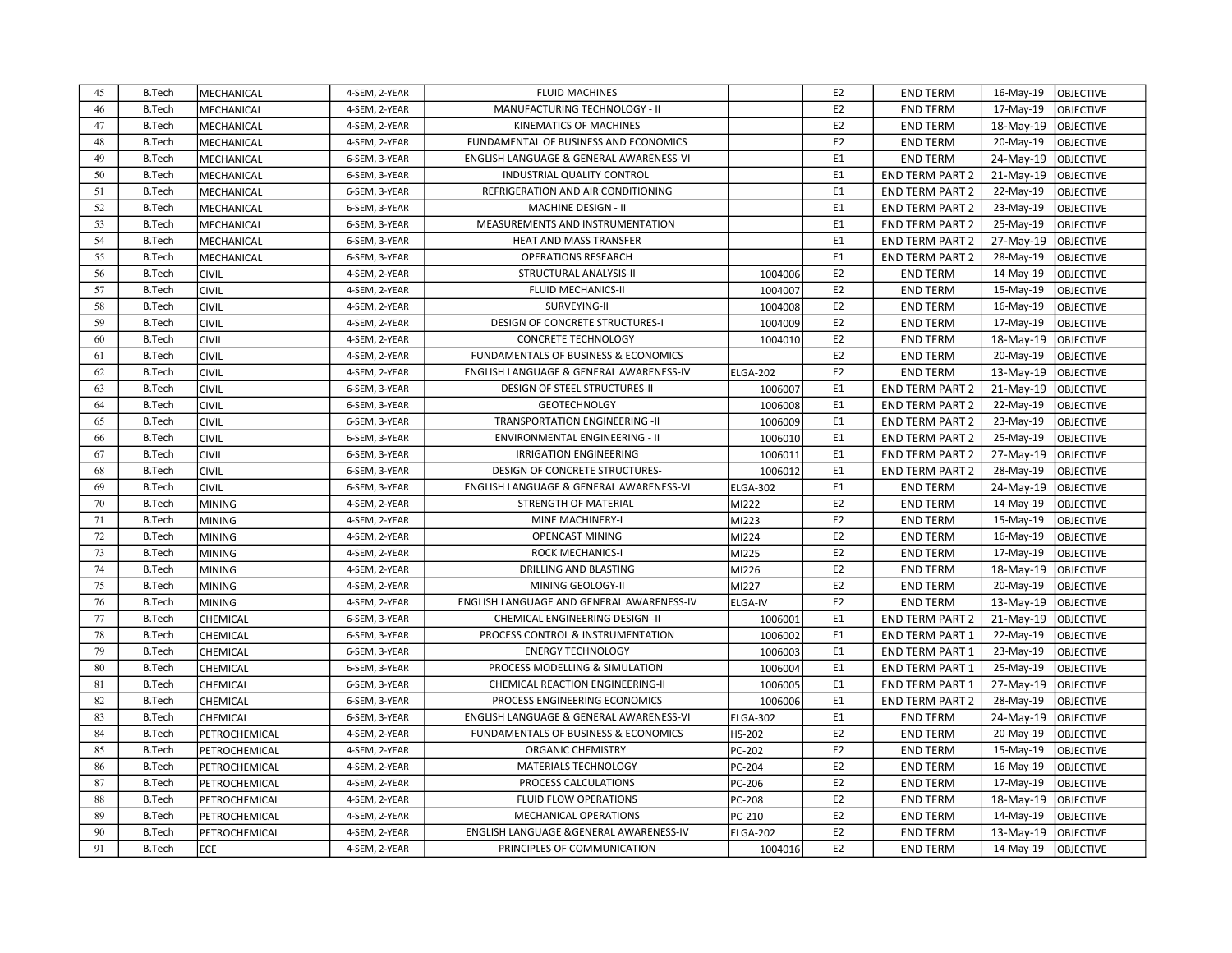| 45 | B.Tech | MECHANICAL | 4-SEM, 2-YEAR | FLUID MACHINES | | E2 | END TERM | 16-May-19 | OBJECTIVE |
|---|---|---|---|---|---|---|---|---|---|
| 46 | B.Tech | MECHANICAL | 4-SEM, 2-YEAR | MANUFACTURING TECHNOLOGY - II | | E2 | END TERM | 17-May-19 | OBJECTIVE |
| 47 | B.Tech | MECHANICAL | 4-SEM, 2-YEAR | KINEMATICS OF MACHINES | | E2 | END TERM | 18-May-19 | OBJECTIVE |
| 48 | B.Tech | MECHANICAL | 4-SEM, 2-YEAR | FUNDAMENTAL OF BUSINESS AND ECONOMICS | | E2 | END TERM | 20-May-19 | OBJECTIVE |
| 49 | B.Tech | MECHANICAL | 6-SEM, 3-YEAR | ENGLISH LANGUAGE & GENERAL AWARENESS-VI | | E1 | END TERM | 24-May-19 | OBJECTIVE |
| 50 | B.Tech | MECHANICAL | 6-SEM, 3-YEAR | INDUSTRIAL QUALITY CONTROL | | E1 | END TERM PART 2 | 21-May-19 | OBJECTIVE |
| 51 | B.Tech | MECHANICAL | 6-SEM, 3-YEAR | REFRIGERATION AND AIR CONDITIONING | | E1 | END TERM PART 2 | 22-May-19 | OBJECTIVE |
| 52 | B.Tech | MECHANICAL | 6-SEM, 3-YEAR | MACHINE DESIGN - II | | E1 | END TERM PART 2 | 23-May-19 | OBJECTIVE |
| 53 | B.Tech | MECHANICAL | 6-SEM, 3-YEAR | MEASUREMENTS AND INSTRUMENTATION | | E1 | END TERM PART 2 | 25-May-19 | OBJECTIVE |
| 54 | B.Tech | MECHANICAL | 6-SEM, 3-YEAR | HEAT AND MASS TRANSFER | | E1 | END TERM PART 2 | 27-May-19 | OBJECTIVE |
| 55 | B.Tech | MECHANICAL | 6-SEM, 3-YEAR | OPERATIONS RESEARCH | | E1 | END TERM PART 2 | 28-May-19 | OBJECTIVE |
| 56 | B.Tech | CIVIL | 4-SEM, 2-YEAR | STRUCTURAL ANALYSIS-II | 1004006 | E2 | END TERM | 14-May-19 | OBJECTIVE |
| 57 | B.Tech | CIVIL | 4-SEM, 2-YEAR | FLUID MECHANICS-II | 1004007 | E2 | END TERM | 15-May-19 | OBJECTIVE |
| 58 | B.Tech | CIVIL | 4-SEM, 2-YEAR | SURVEYING-II | 1004008 | E2 | END TERM | 16-May-19 | OBJECTIVE |
| 59 | B.Tech | CIVIL | 4-SEM, 2-YEAR | DESIGN OF CONCRETE STRUCTURES-I | 1004009 | E2 | END TERM | 17-May-19 | OBJECTIVE |
| 60 | B.Tech | CIVIL | 4-SEM, 2-YEAR | CONCRETE TECHNOLOGY | 1004010 | E2 | END TERM | 18-May-19 | OBJECTIVE |
| 61 | B.Tech | CIVIL | 4-SEM, 2-YEAR | FUNDAMENTALS OF BUSINESS & ECONOMICS | | E2 | END TERM | 20-May-19 | OBJECTIVE |
| 62 | B.Tech | CIVIL | 4-SEM, 2-YEAR | ENGLISH LANGUAGE & GENERAL AWARENESS-IV | ELGA-202 | E2 | END TERM | 13-May-19 | OBJECTIVE |
| 63 | B.Tech | CIVIL | 6-SEM, 3-YEAR | DESIGN OF STEEL STRUCTURES-II | 1006007 | E1 | END TERM PART 2 | 21-May-19 | OBJECTIVE |
| 64 | B.Tech | CIVIL | 6-SEM, 3-YEAR | GEOTECHNOLGY | 1006008 | E1 | END TERM PART 2 | 22-May-19 | OBJECTIVE |
| 65 | B.Tech | CIVIL | 6-SEM, 3-YEAR | TRANSPORTATION ENGINEERING -II | 1006009 | E1 | END TERM PART 2 | 23-May-19 | OBJECTIVE |
| 66 | B.Tech | CIVIL | 6-SEM, 3-YEAR | ENVIRONMENTAL ENGINEERING - II | 1006010 | E1 | END TERM PART 2 | 25-May-19 | OBJECTIVE |
| 67 | B.Tech | CIVIL | 6-SEM, 3-YEAR | IRRIGATION ENGINEERING | 1006011 | E1 | END TERM PART 2 | 27-May-19 | OBJECTIVE |
| 68 | B.Tech | CIVIL | 6-SEM, 3-YEAR | DESIGN OF CONCRETE STRUCTURES- | 1006012 | E1 | END TERM PART 2 | 28-May-19 | OBJECTIVE |
| 69 | B.Tech | CIVIL | 6-SEM, 3-YEAR | ENGLISH LANGUAGE & GENERAL AWARENESS-VI | ELGA-302 | E1 | END TERM | 24-May-19 | OBJECTIVE |
| 70 | B.Tech | MINING | 4-SEM, 2-YEAR | STRENGTH OF MATERIAL | MI222 | E2 | END TERM | 14-May-19 | OBJECTIVE |
| 71 | B.Tech | MINING | 4-SEM, 2-YEAR | MINE MACHINERY-I | MI223 | E2 | END TERM | 15-May-19 | OBJECTIVE |
| 72 | B.Tech | MINING | 4-SEM, 2-YEAR | OPENCAST MINING | MI224 | E2 | END TERM | 16-May-19 | OBJECTIVE |
| 73 | B.Tech | MINING | 4-SEM, 2-YEAR | ROCK MECHANICS-I | MI225 | E2 | END TERM | 17-May-19 | OBJECTIVE |
| 74 | B.Tech | MINING | 4-SEM, 2-YEAR | DRILLING AND BLASTING | MI226 | E2 | END TERM | 18-May-19 | OBJECTIVE |
| 75 | B.Tech | MINING | 4-SEM, 2-YEAR | MINING GEOLOGY-II | MI227 | E2 | END TERM | 20-May-19 | OBJECTIVE |
| 76 | B.Tech | MINING | 4-SEM, 2-YEAR | ENGLISH LANGUAGE AND GENERAL AWARENESS-IV | ELGA-IV | E2 | END TERM | 13-May-19 | OBJECTIVE |
| 77 | B.Tech | CHEMICAL | 6-SEM, 3-YEAR | CHEMICAL ENGINEERING DESIGN -II | 1006001 | E1 | END TERM PART 2 | 21-May-19 | OBJECTIVE |
| 78 | B.Tech | CHEMICAL | 6-SEM, 3-YEAR | PROCESS CONTROL & INSTRUMENTATION | 1006002 | E1 | END TERM PART 1 | 22-May-19 | OBJECTIVE |
| 79 | B.Tech | CHEMICAL | 6-SEM, 3-YEAR | ENERGY TECHNOLOGY | 1006003 | E1 | END TERM PART 1 | 23-May-19 | OBJECTIVE |
| 80 | B.Tech | CHEMICAL | 6-SEM, 3-YEAR | PROCESS MODELLING & SIMULATION | 1006004 | E1 | END TERM PART 1 | 25-May-19 | OBJECTIVE |
| 81 | B.Tech | CHEMICAL | 6-SEM, 3-YEAR | CHEMICAL REACTION ENGINEERING-II | 1006005 | E1 | END TERM PART 1 | 27-May-19 | OBJECTIVE |
| 82 | B.Tech | CHEMICAL | 6-SEM, 3-YEAR | PROCESS ENGINEERING ECONOMICS | 1006006 | E1 | END TERM PART 2 | 28-May-19 | OBJECTIVE |
| 83 | B.Tech | CHEMICAL | 6-SEM, 3-YEAR | ENGLISH LANGUAGE & GENERAL AWARENESS-VI | ELGA-302 | E1 | END TERM | 24-May-19 | OBJECTIVE |
| 84 | B.Tech | PETROCHEMICAL | 4-SEM, 2-YEAR | FUNDAMENTALS OF BUSINESS & ECONOMICS | HS-202 | E2 | END TERM | 20-May-19 | OBJECTIVE |
| 85 | B.Tech | PETROCHEMICAL | 4-SEM, 2-YEAR | ORGANIC CHEMISTRY | PC-202 | E2 | END TERM | 15-May-19 | OBJECTIVE |
| 86 | B.Tech | PETROCHEMICAL | 4-SEM, 2-YEAR | MATERIALS TECHNOLOGY | PC-204 | E2 | END TERM | 16-May-19 | OBJECTIVE |
| 87 | B.Tech | PETROCHEMICAL | 4-SEM, 2-YEAR | PROCESS CALCULATIONS | PC-206 | E2 | END TERM | 17-May-19 | OBJECTIVE |
| 88 | B.Tech | PETROCHEMICAL | 4-SEM, 2-YEAR | FLUID FLOW OPERATIONS | PC-208 | E2 | END TERM | 18-May-19 | OBJECTIVE |
| 89 | B.Tech | PETROCHEMICAL | 4-SEM, 2-YEAR | MECHANICAL OPERATIONS | PC-210 | E2 | END TERM | 14-May-19 | OBJECTIVE |
| 90 | B.Tech | PETROCHEMICAL | 4-SEM, 2-YEAR | ENGLISH LANGUAGE &GENERAL AWARENESS-IV | ELGA-202 | E2 | END TERM | 13-May-19 | OBJECTIVE |
| 91 | B.Tech | ECE | 4-SEM, 2-YEAR | PRINCIPLES OF COMMUNICATION | 1004016 | E2 | END TERM | 14-May-19 | OBJECTIVE |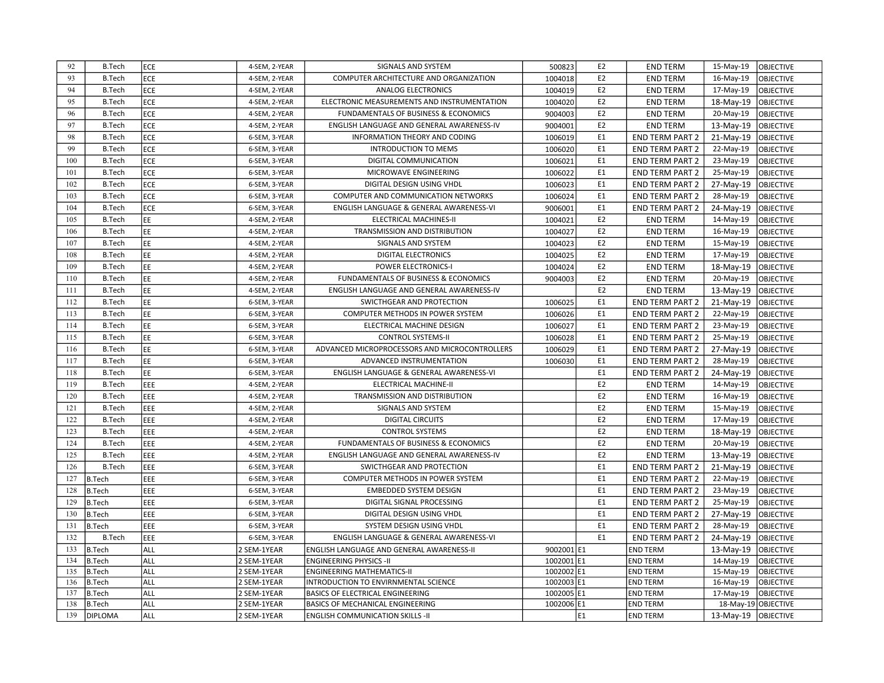| | | | | | | | | | |
|---|---|---|---|---|---|---|---|---|---|
| 92 | B.Tech | ECE | 4-SEM, 2-YEAR | SIGNALS AND SYSTEM | 500823 | E2 | END TERM | 15-May-19 | OBJECTIVE |
| 93 | B.Tech | ECE | 4-SEM, 2-YEAR | COMPUTER ARCHITECTURE AND ORGANIZATION | 1004018 | E2 | END TERM | 16-May-19 | OBJECTIVE |
| 94 | B.Tech | ECE | 4-SEM, 2-YEAR | ANALOG ELECTRONICS | 1004019 | E2 | END TERM | 17-May-19 | OBJECTIVE |
| 95 | B.Tech | ECE | 4-SEM, 2-YEAR | ELECTRONIC MEASUREMENTS AND INSTRUMENTATION | 1004020 | E2 | END TERM | 18-May-19 | OBJECTIVE |
| 96 | B.Tech | ECE | 4-SEM, 2-YEAR | FUNDAMENTALS OF BUSINESS & ECONOMICS | 9004003 | E2 | END TERM | 20-May-19 | OBJECTIVE |
| 97 | B.Tech | ECE | 4-SEM, 2-YEAR | ENGLISH LANGUAGE AND GENERAL AWARENESS-IV | 9004001 | E2 | END TERM | 13-May-19 | OBJECTIVE |
| 98 | B.Tech | ECE | 6-SEM, 3-YEAR | INFORMATION THEORY AND CODING | 1006019 | E1 | END TERM PART 2 | 21-May-19 | OBJECTIVE |
| 99 | B.Tech | ECE | 6-SEM, 3-YEAR | INTRODUCTION TO MEMS | 1006020 | E1 | END TERM PART 2 | 22-May-19 | OBJECTIVE |
| 100 | B.Tech | ECE | 6-SEM, 3-YEAR | DIGITAL COMMUNICATION | 1006021 | E1 | END TERM PART 2 | 23-May-19 | OBJECTIVE |
| 101 | B.Tech | ECE | 6-SEM, 3-YEAR | MICROWAVE ENGINEERING | 1006022 | E1 | END TERM PART 2 | 25-May-19 | OBJECTIVE |
| 102 | B.Tech | ECE | 6-SEM, 3-YEAR | DIGITAL DESIGN USING VHDL | 1006023 | E1 | END TERM PART 2 | 27-May-19 | OBJECTIVE |
| 103 | B.Tech | ECE | 6-SEM, 3-YEAR | COMPUTER AND COMMUNICATION NETWORKS | 1006024 | E1 | END TERM PART 2 | 28-May-19 | OBJECTIVE |
| 104 | B.Tech | ECE | 6-SEM, 3-YEAR | ENGLISH LANGUAGE & GENERAL AWARENESS-VI | 9006001 | E1 | END TERM PART 2 | 24-May-19 | OBJECTIVE |
| 105 | B.Tech | EE | 4-SEM, 2-YEAR | ELECTRICAL MACHINES-II | 1004021 | E2 | END TERM | 14-May-19 | OBJECTIVE |
| 106 | B.Tech | EE | 4-SEM, 2-YEAR | TRANSMISSION AND DISTRIBUTION | 1004027 | E2 | END TERM | 16-May-19 | OBJECTIVE |
| 107 | B.Tech | EE | 4-SEM, 2-YEAR | SIGNALS AND SYSTEM | 1004023 | E2 | END TERM | 15-May-19 | OBJECTIVE |
| 108 | B.Tech | EE | 4-SEM, 2-YEAR | DIGITAL ELECTRONICS | 1004025 | E2 | END TERM | 17-May-19 | OBJECTIVE |
| 109 | B.Tech | EE | 4-SEM, 2-YEAR | POWER ELECTRONICS-I | 1004024 | E2 | END TERM | 18-May-19 | OBJECTIVE |
| 110 | B.Tech | EE | 4-SEM, 2-YEAR | FUNDAMENTALS OF BUSINESS & ECONOMICS | 9004003 | E2 | END TERM | 20-May-19 | OBJECTIVE |
| 111 | B.Tech | EE | 4-SEM, 2-YEAR | ENGLISH LANGUAGE AND GENERAL AWARENESS-IV | | E2 | END TERM | 13-May-19 | OBJECTIVE |
| 112 | B.Tech | EE | 6-SEM, 3-YEAR | SWICTHGEAR AND PROTECTION | 1006025 | E1 | END TERM PART 2 | 21-May-19 | OBJECTIVE |
| 113 | B.Tech | EE | 6-SEM, 3-YEAR | COMPUTER METHODS IN POWER SYSTEM | 1006026 | E1 | END TERM PART 2 | 22-May-19 | OBJECTIVE |
| 114 | B.Tech | EE | 6-SEM, 3-YEAR | ELECTRICAL MACHINE DESIGN | 1006027 | E1 | END TERM PART 2 | 23-May-19 | OBJECTIVE |
| 115 | B.Tech | EE | 6-SEM, 3-YEAR | CONTROL SYSTEMS-II | 1006028 | E1 | END TERM PART 2 | 25-May-19 | OBJECTIVE |
| 116 | B.Tech | EE | 6-SEM, 3-YEAR | ADVANCED MICROPROCESSORS AND MICROCONTROLLERS | 1006029 | E1 | END TERM PART 2 | 27-May-19 | OBJECTIVE |
| 117 | B.Tech | EE | 6-SEM, 3-YEAR | ADVANCED INSTRUMENTATION | 1006030 | E1 | END TERM PART 2 | 28-May-19 | OBJECTIVE |
| 118 | B.Tech | EE | 6-SEM, 3-YEAR | ENGLISH LANGUAGE & GENERAL AWARENESS-VI | | E1 | END TERM PART 2 | 24-May-19 | OBJECTIVE |
| 119 | B.Tech | EEE | 4-SEM, 2-YEAR | ELECTRICAL MACHINE-II | | E2 | END TERM | 14-May-19 | OBJECTIVE |
| 120 | B.Tech | EEE | 4-SEM, 2-YEAR | TRANSMISSION AND DISTRIBUTION | | E2 | END TERM | 16-May-19 | OBJECTIVE |
| 121 | B.Tech | EEE | 4-SEM, 2-YEAR | SIGNALS AND SYSTEM | | E2 | END TERM | 15-May-19 | OBJECTIVE |
| 122 | B.Tech | EEE | 4-SEM, 2-YEAR | DIGITAL CIRCUITS | | E2 | END TERM | 17-May-19 | OBJECTIVE |
| 123 | B.Tech | EEE | 4-SEM, 2-YEAR | CONTROL SYSTEMS | | E2 | END TERM | 18-May-19 | OBJECTIVE |
| 124 | B.Tech | EEE | 4-SEM, 2-YEAR | FUNDAMENTALS OF BUSINESS & ECONOMICS | | E2 | END TERM | 20-May-19 | OBJECTIVE |
| 125 | B.Tech | EEE | 4-SEM, 2-YEAR | ENGLISH LANGUAGE AND GENERAL AWARENESS-IV | | E2 | END TERM | 13-May-19 | OBJECTIVE |
| 126 | B.Tech | EEE | 6-SEM, 3-YEAR | SWICTHGEAR AND PROTECTION | | E1 | END TERM PART 2 | 21-May-19 | OBJECTIVE |
| 127 | B.Tech | EEE | 6-SEM, 3-YEAR | COMPUTER METHODS IN POWER SYSTEM | | E1 | END TERM PART 2 | 22-May-19 | OBJECTIVE |
| 128 | B.Tech | EEE | 6-SEM, 3-YEAR | EMBEDDED SYSTEM DESIGN | | E1 | END TERM PART 2 | 23-May-19 | OBJECTIVE |
| 129 | B.Tech | EEE | 6-SEM, 3-YEAR | DIGITAL SIGNAL PROCESSING | | E1 | END TERM PART 2 | 25-May-19 | OBJECTIVE |
| 130 | B.Tech | EEE | 6-SEM, 3-YEAR | DIGITAL DESIGN USING VHDL | | E1 | END TERM PART 2 | 27-May-19 | OBJECTIVE |
| 131 | B.Tech | EEE | 6-SEM, 3-YEAR | SYSTEM DESIGN USING VHDL | | E1 | END TERM PART 2 | 28-May-19 | OBJECTIVE |
| 132 | B.Tech | EEE | 6-SEM, 3-YEAR | ENGLISH LANGUAGE & GENERAL AWARENESS-VI | | E1 | END TERM PART 2 | 24-May-19 | OBJECTIVE |
| 133 | B.Tech | ALL | 2 SEM-1YEAR | ENGLISH LANGUAGE AND GENERAL AWARENESS-II | 9002001 | E1 | END TERM | 13-May-19 | OBJECTIVE |
| 134 | B.Tech | ALL | 2 SEM-1YEAR | ENGINEERING PHYSICS -II | 1002001 | E1 | END TERM | 14-May-19 | OBJECTIVE |
| 135 | B.Tech | ALL | 2 SEM-1YEAR | ENGINEERING MATHEMATICS-II | 1002002 | E1 | END TERM | 15-May-19 | OBJECTIVE |
| 136 | B.Tech | ALL | 2 SEM-1YEAR | INTRODUCTION TO ENVIRNMENTAL SCIENCE | 1002003 | E1 | END TERM | 16-May-19 | OBJECTIVE |
| 137 | B.Tech | ALL | 2 SEM-1YEAR | BASICS OF ELECTRICAL ENGINEERING | 1002005 | E1 | END TERM | 17-May-19 | OBJECTIVE |
| 138 | B.Tech | ALL | 2 SEM-1YEAR | BASICS OF MECHANICAL ENGINEERING | 1002006 | E1 | END TERM | 18-May-19 | OBJECTIVE |
| 139 | DIPLOMA | ALL | 2 SEM-1YEAR | ENGLISH COMMUNICATION SKILLS -II | | E1 | END TERM | 13-May-19 | OBJECTIVE |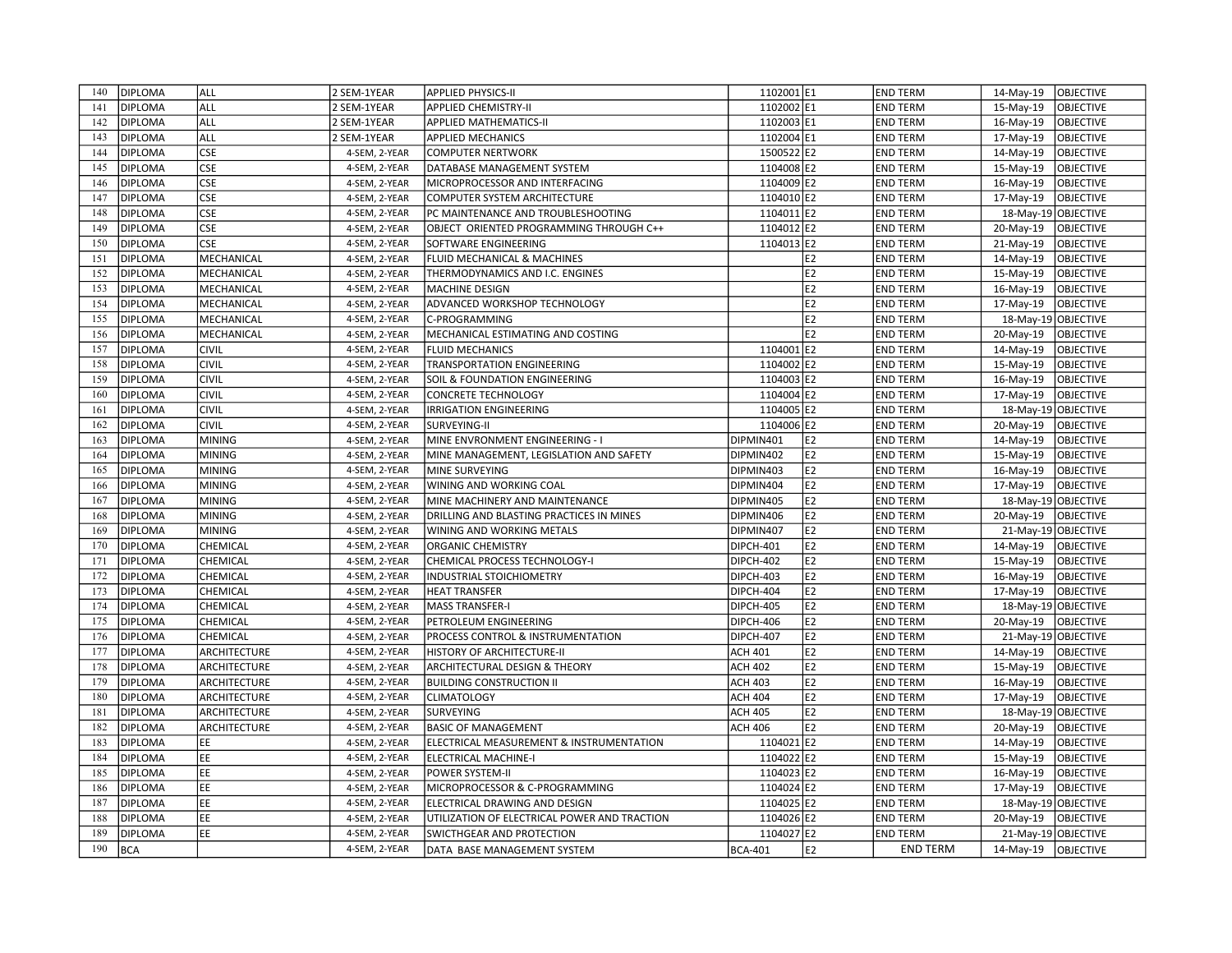| 140 | DIPLOMA | ALL | 2 SEM-1YEAR | APPLIED PHYSICS-II | 1102001 | E1 | END TERM | 14-May-19 | OBJECTIVE |
|---|---|---|---|---|---|---|---|---|---|
| 141 | DIPLOMA | ALL | 2 SEM-1YEAR | APPLIED CHEMISTRY-II | 1102002 | E1 | END TERM | 15-May-19 | OBJECTIVE |
| 142 | DIPLOMA | ALL | 2 SEM-1YEAR | APPLIED MATHEMATICS-II | 1102003 | E1 | END TERM | 16-May-19 | OBJECTIVE |
| 143 | DIPLOMA | ALL | 2 SEM-1YEAR | APPLIED MECHANICS | 1102004 | E1 | END TERM | 17-May-19 | OBJECTIVE |
| 144 | DIPLOMA | CSE | 4-SEM, 2-YEAR | COMPUTER NERTWORK | 1500522 | E2 | END TERM | 14-May-19 | OBJECTIVE |
| 145 | DIPLOMA | CSE | 4-SEM, 2-YEAR | DATABASE MANAGEMENT SYSTEM | 1104008 | E2 | END TERM | 15-May-19 | OBJECTIVE |
| 146 | DIPLOMA | CSE | 4-SEM, 2-YEAR | MICROPROCESSOR AND INTERFACING | 1104009 | E2 | END TERM | 16-May-19 | OBJECTIVE |
| 147 | DIPLOMA | CSE | 4-SEM, 2-YEAR | COMPUTER SYSTEM ARCHITECTURE | 1104010 | E2 | END TERM | 17-May-19 | OBJECTIVE |
| 148 | DIPLOMA | CSE | 4-SEM, 2-YEAR | PC MAINTENANCE AND TROUBLESHOOTING | 1104011 | E2 | END TERM | 18-May-19 | OBJECTIVE |
| 149 | DIPLOMA | CSE | 4-SEM, 2-YEAR | OBJECT ORIENTED PROGRAMMING THROUGH C++ | 1104012 | E2 | END TERM | 20-May-19 | OBJECTIVE |
| 150 | DIPLOMA | CSE | 4-SEM, 2-YEAR | SOFTWARE ENGINEERING | 1104013 | E2 | END TERM | 21-May-19 | OBJECTIVE |
| 151 | DIPLOMA | MECHANICAL | 4-SEM, 2-YEAR | FLUID MECHANICAL & MACHINES | | E2 | END TERM | 14-May-19 | OBJECTIVE |
| 152 | DIPLOMA | MECHANICAL | 4-SEM, 2-YEAR | THERMODYNAMICS AND I.C. ENGINES | | E2 | END TERM | 15-May-19 | OBJECTIVE |
| 153 | DIPLOMA | MECHANICAL | 4-SEM, 2-YEAR | MACHINE DESIGN | | E2 | END TERM | 16-May-19 | OBJECTIVE |
| 154 | DIPLOMA | MECHANICAL | 4-SEM, 2-YEAR | ADVANCED WORKSHOP TECHNOLOGY | | E2 | END TERM | 17-May-19 | OBJECTIVE |
| 155 | DIPLOMA | MECHANICAL | 4-SEM, 2-YEAR | C-PROGRAMMING | | E2 | END TERM | 18-May-19 | OBJECTIVE |
| 156 | DIPLOMA | MECHANICAL | 4-SEM, 2-YEAR | MECHANICAL ESTIMATING AND COSTING | | E2 | END TERM | 20-May-19 | OBJECTIVE |
| 157 | DIPLOMA | CIVIL | 4-SEM, 2-YEAR | FLUID MECHANICS | 1104001 | E2 | END TERM | 14-May-19 | OBJECTIVE |
| 158 | DIPLOMA | CIVIL | 4-SEM, 2-YEAR | TRANSPORTATION ENGINEERING | 1104002 | E2 | END TERM | 15-May-19 | OBJECTIVE |
| 159 | DIPLOMA | CIVIL | 4-SEM, 2-YEAR | SOIL & FOUNDATION ENGINEERING | 1104003 | E2 | END TERM | 16-May-19 | OBJECTIVE |
| 160 | DIPLOMA | CIVIL | 4-SEM, 2-YEAR | CONCRETE TECHNOLOGY | 1104004 | E2 | END TERM | 17-May-19 | OBJECTIVE |
| 161 | DIPLOMA | CIVIL | 4-SEM, 2-YEAR | IRRIGATION ENGINEERING | 1104005 | E2 | END TERM | 18-May-19 | OBJECTIVE |
| 162 | DIPLOMA | CIVIL | 4-SEM, 2-YEAR | SURVEYING-II | 1104006 | E2 | END TERM | 20-May-19 | OBJECTIVE |
| 163 | DIPLOMA | MINING | 4-SEM, 2-YEAR | MINE ENVRONMENT ENGINEERING - I | DIPMIN401 | E2 | END TERM | 14-May-19 | OBJECTIVE |
| 164 | DIPLOMA | MINING | 4-SEM, 2-YEAR | MINE MANAGEMENT, LEGISLATION AND SAFETY | DIPMIN402 | E2 | END TERM | 15-May-19 | OBJECTIVE |
| 165 | DIPLOMA | MINING | 4-SEM, 2-YEAR | MINE SURVEYING | DIPMIN403 | E2 | END TERM | 16-May-19 | OBJECTIVE |
| 166 | DIPLOMA | MINING | 4-SEM, 2-YEAR | WINING AND WORKING COAL | DIPMIN404 | E2 | END TERM | 17-May-19 | OBJECTIVE |
| 167 | DIPLOMA | MINING | 4-SEM, 2-YEAR | MINE MACHINERY AND MAINTENANCE | DIPMIN405 | E2 | END TERM | 18-May-19 | OBJECTIVE |
| 168 | DIPLOMA | MINING | 4-SEM, 2-YEAR | DRILLING AND BLASTING PRACTICES IN MINES | DIPMIN406 | E2 | END TERM | 20-May-19 | OBJECTIVE |
| 169 | DIPLOMA | MINING | 4-SEM, 2-YEAR | WINING AND WORKING METALS | DIPMIN407 | E2 | END TERM | 21-May-19 | OBJECTIVE |
| 170 | DIPLOMA | CHEMICAL | 4-SEM, 2-YEAR | ORGANIC CHEMISTRY | DIPCH-401 | E2 | END TERM | 14-May-19 | OBJECTIVE |
| 171 | DIPLOMA | CHEMICAL | 4-SEM, 2-YEAR | CHEMICAL PROCESS TECHNOLOGY-I | DIPCH-402 | E2 | END TERM | 15-May-19 | OBJECTIVE |
| 172 | DIPLOMA | CHEMICAL | 4-SEM, 2-YEAR | INDUSTRIAL STOICHIOMETRY | DIPCH-403 | E2 | END TERM | 16-May-19 | OBJECTIVE |
| 173 | DIPLOMA | CHEMICAL | 4-SEM, 2-YEAR | HEAT TRANSFER | DIPCH-404 | E2 | END TERM | 17-May-19 | OBJECTIVE |
| 174 | DIPLOMA | CHEMICAL | 4-SEM, 2-YEAR | MASS TRANSFER-I | DIPCH-405 | E2 | END TERM | 18-May-19 | OBJECTIVE |
| 175 | DIPLOMA | CHEMICAL | 4-SEM, 2-YEAR | PETROLEUM ENGINEERING | DIPCH-406 | E2 | END TERM | 20-May-19 | OBJECTIVE |
| 176 | DIPLOMA | CHEMICAL | 4-SEM, 2-YEAR | PROCESS CONTROL & INSTRUMENTATION | DIPCH-407 | E2 | END TERM | 21-May-19 | OBJECTIVE |
| 177 | DIPLOMA | ARCHITECTURE | 4-SEM, 2-YEAR | HISTORY OF ARCHITECTURE-II | ACH 401 | E2 | END TERM | 14-May-19 | OBJECTIVE |
| 178 | DIPLOMA | ARCHITECTURE | 4-SEM, 2-YEAR | ARCHITECTURAL DESIGN & THEORY | ACH 402 | E2 | END TERM | 15-May-19 | OBJECTIVE |
| 179 | DIPLOMA | ARCHITECTURE | 4-SEM, 2-YEAR | BUILDING CONSTRUCTION II | ACH 403 | E2 | END TERM | 16-May-19 | OBJECTIVE |
| 180 | DIPLOMA | ARCHITECTURE | 4-SEM, 2-YEAR | CLIMATOLOGY | ACH 404 | E2 | END TERM | 17-May-19 | OBJECTIVE |
| 181 | DIPLOMA | ARCHITECTURE | 4-SEM, 2-YEAR | SURVEYING | ACH 405 | E2 | END TERM | 18-May-19 | OBJECTIVE |
| 182 | DIPLOMA | ARCHITECTURE | 4-SEM, 2-YEAR | BASIC OF MANAGEMENT | ACH 406 | E2 | END TERM | 20-May-19 | OBJECTIVE |
| 183 | DIPLOMA | EE | 4-SEM, 2-YEAR | ELECTRICAL MEASUREMENT & INSTRUMENTATION | 1104021 | E2 | END TERM | 14-May-19 | OBJECTIVE |
| 184 | DIPLOMA | EE | 4-SEM, 2-YEAR | ELECTRICAL MACHINE-I | 1104022 | E2 | END TERM | 15-May-19 | OBJECTIVE |
| 185 | DIPLOMA | EE | 4-SEM, 2-YEAR | POWER SYSTEM-II | 1104023 | E2 | END TERM | 16-May-19 | OBJECTIVE |
| 186 | DIPLOMA | EE | 4-SEM, 2-YEAR | MICROPROCESSOR & C-PROGRAMMING | 1104024 | E2 | END TERM | 17-May-19 | OBJECTIVE |
| 187 | DIPLOMA | EE | 4-SEM, 2-YEAR | ELECTRICAL DRAWING AND DESIGN | 1104025 | E2 | END TERM | 18-May-19 | OBJECTIVE |
| 188 | DIPLOMA | EE | 4-SEM, 2-YEAR | UTILIZATION OF ELECTRICAL POWER AND TRACTION | 1104026 | E2 | END TERM | 20-May-19 | OBJECTIVE |
| 189 | DIPLOMA | EE | 4-SEM, 2-YEAR | SWICTHGEAR AND PROTECTION | 1104027 | E2 | END TERM | 21-May-19 | OBJECTIVE |
| 190 | BCA | | 4-SEM, 2-YEAR | DATA BASE MANAGEMENT SYSTEM | BCA-401 | E2 | END TERM | 14-May-19 | OBJECTIVE |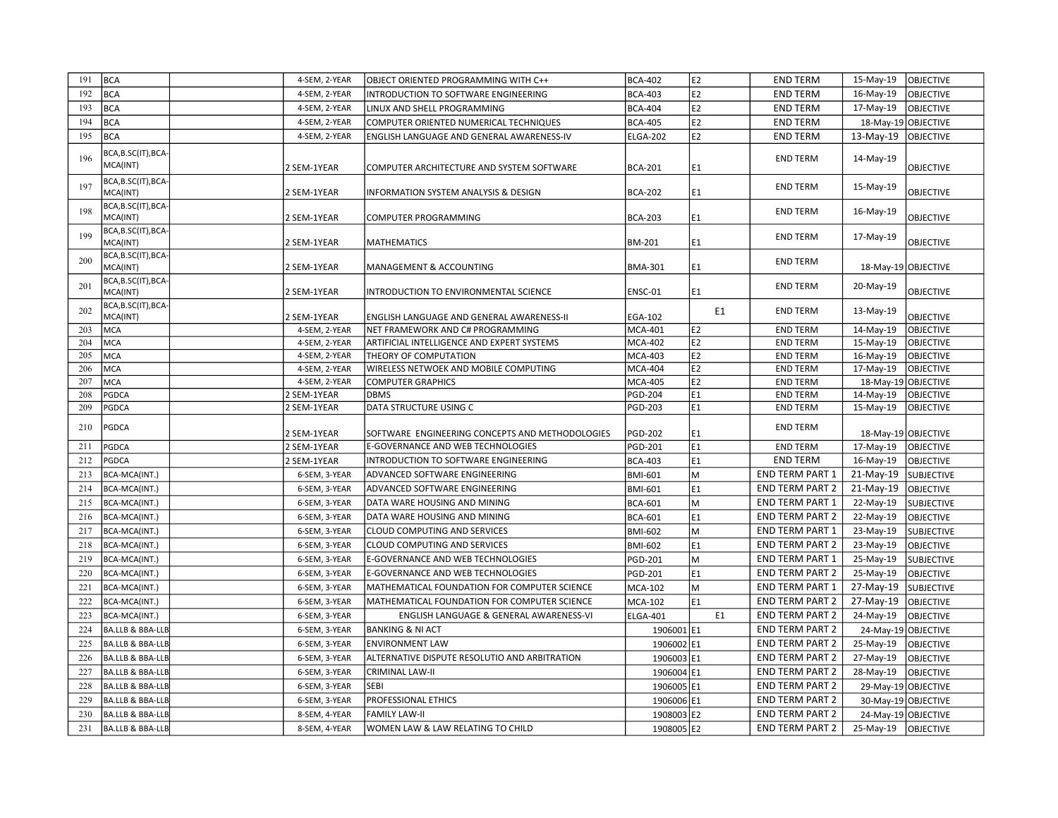| | | | | | | | | | |
|---|---|---|---|---|---|---|---|---|---|
| 191 | BCA | | 4-SEM, 2-YEAR | OBJECT ORIENTED PROGRAMMING WITH C++ | BCA-402 | E2 | END TERM | 15-May-19 | OBJECTIVE |
| 192 | BCA | | 4-SEM, 2-YEAR | INTRODUCTION TO SOFTWARE ENGINEERING | BCA-403 | E2 | END TERM | 16-May-19 | OBJECTIVE |
| 193 | BCA | | 4-SEM, 2-YEAR | LINUX AND SHELL PROGRAMMING | BCA-404 | E2 | END TERM | 17-May-19 | OBJECTIVE |
| 194 | BCA | | 4-SEM, 2-YEAR | COMPUTER ORIENTED NUMERICAL TECHNIQUES | BCA-405 | E2 | END TERM | 18-May-19 | OBJECTIVE |
| 195 | BCA | | 4-SEM, 2-YEAR | ENGLISH LANGUAGE AND GENERAL AWARENESS-IV | ELGA-202 | E2 | END TERM | 13-May-19 | OBJECTIVE |
| 196 | BCA,B.SC(IT),BCA-MCA(INT) | | 2 SEM-1YEAR | COMPUTER ARCHITECTURE AND SYSTEM SOFTWARE | BCA-201 | E1 | END TERM | 14-May-19 | OBJECTIVE |
| 197 | BCA,B.SC(IT),BCA-MCA(INT) | | 2 SEM-1YEAR | INFORMATION SYSTEM ANALYSIS & DESIGN | BCA-202 | E1 | END TERM | 15-May-19 | OBJECTIVE |
| 198 | BCA,B.SC(IT),BCA-MCA(INT) | | 2 SEM-1YEAR | COMPUTER PROGRAMMING | BCA-203 | E1 | END TERM | 16-May-19 | OBJECTIVE |
| 199 | BCA,B.SC(IT),BCA-MCA(INT) | | 2 SEM-1YEAR | MATHEMATICS | BM-201 | E1 | END TERM | 17-May-19 | OBJECTIVE |
| 200 | BCA,B.SC(IT),BCA-MCA(INT) | | 2 SEM-1YEAR | MANAGEMENT & ACCOUNTING | BMA-301 | E1 | END TERM | 18-May-19 | OBJECTIVE |
| 201 | BCA,B.SC(IT),BCA-MCA(INT) | | 2 SEM-1YEAR | INTRODUCTION TO ENVIRONMENTAL SCIENCE | ENSC-01 | E1 | END TERM | 20-May-19 | OBJECTIVE |
| 202 | BCA,B.SC(IT),BCA-MCA(INT) | | 2 SEM-1YEAR | ENGLISH LANGUAGE AND GENERAL AWARENESS-II | EGA-102 | E1 | END TERM | 13-May-19 | OBJECTIVE |
| 203 | MCA | | 4-SEM, 2-YEAR | NET FRAMEWORK AND C# PROGRAMMING | MCA-401 | E2 | END TERM | 14-May-19 | OBJECTIVE |
| 204 | MCA | | 4-SEM, 2-YEAR | ARTIFICIAL INTELLIGENCE AND EXPERT SYSTEMS | MCA-402 | E2 | END TERM | 15-May-19 | OBJECTIVE |
| 205 | MCA | | 4-SEM, 2-YEAR | THEORY OF COMPUTATION | MCA-403 | E2 | END TERM | 16-May-19 | OBJECTIVE |
| 206 | MCA | | 4-SEM, 2-YEAR | WIRELESS NETWOEK AND MOBILE COMPUTING | MCA-404 | E2 | END TERM | 17-May-19 | OBJECTIVE |
| 207 | MCA | | 4-SEM, 2-YEAR | COMPUTER GRAPHICS | MCA-405 | E2 | END TERM | 18-May-19 | OBJECTIVE |
| 208 | PGDCA | | 2 SEM-1YEAR | DBMS | PGD-204 | E1 | END TERM | 14-May-19 | OBJECTIVE |
| 209 | PGDCA | | 2 SEM-1YEAR | DATA STRUCTURE USING C | PGD-203 | E1 | END TERM | 15-May-19 | OBJECTIVE |
| 210 | PGDCA | | 2 SEM-1YEAR | SOFTWARE ENGINEERING CONCEPTS AND METHODOLOGIES | PGD-202 | E1 | END TERM | 18-May-19 | OBJECTIVE |
| 211 | PGDCA | | 2 SEM-1YEAR | E-GOVERNANCE AND WEB TECHNOLOGIES | PGD-201 | E1 | END TERM | 17-May-19 | OBJECTIVE |
| 212 | PGDCA | | 2 SEM-1YEAR | INTRODUCTION TO SOFTWARE ENGINEERING | BCA-403 | E1 | END TERM | 16-May-19 | OBJECTIVE |
| 213 | BCA-MCA(INT.) | | 6-SEM, 3-YEAR | ADVANCED SOFTWARE ENGINEERING | BMI-601 | M | END TERM PART 1 | 21-May-19 | SUBJECTIVE |
| 214 | BCA-MCA(INT.) | | 6-SEM, 3-YEAR | ADVANCED SOFTWARE ENGINEERING | BMI-601 | E1 | END TERM PART 2 | 21-May-19 | OBJECTIVE |
| 215 | BCA-MCA(INT.) | | 6-SEM, 3-YEAR | DATA WARE HOUSING AND MINING | BCA-601 | M | END TERM PART 1 | 22-May-19 | SUBJECTIVE |
| 216 | BCA-MCA(INT.) | | 6-SEM, 3-YEAR | DATA WARE HOUSING AND MINING | BCA-601 | E1 | END TERM PART 2 | 22-May-19 | OBJECTIVE |
| 217 | BCA-MCA(INT.) | | 6-SEM, 3-YEAR | CLOUD COMPUTING AND SERVICES | BMI-602 | M | END TERM PART 1 | 23-May-19 | SUBJECTIVE |
| 218 | BCA-MCA(INT.) | | 6-SEM, 3-YEAR | CLOUD COMPUTING AND SERVICES | BMI-602 | E1 | END TERM PART 2 | 23-May-19 | OBJECTIVE |
| 219 | BCA-MCA(INT.) | | 6-SEM, 3-YEAR | E-GOVERNANCE AND WEB TECHNOLOGIES | PGD-201 | M | END TERM PART 1 | 25-May-19 | SUBJECTIVE |
| 220 | BCA-MCA(INT.) | | 6-SEM, 3-YEAR | E-GOVERNANCE AND WEB TECHNOLOGIES | PGD-201 | E1 | END TERM PART 2 | 25-May-19 | OBJECTIVE |
| 221 | BCA-MCA(INT.) | | 6-SEM, 3-YEAR | MATHEMATICAL FOUNDATION FOR COMPUTER SCIENCE | MCA-102 | M | END TERM PART 1 | 27-May-19 | SUBJECTIVE |
| 222 | BCA-MCA(INT.) | | 6-SEM, 3-YEAR | MATHEMATICAL FOUNDATION FOR COMPUTER SCIENCE | MCA-102 | E1 | END TERM PART 2 | 27-May-19 | OBJECTIVE |
| 223 | BCA-MCA(INT.) | | 6-SEM, 3-YEAR | ENGLISH LANGUAGE & GENERAL AWARENESS-VI | ELGA-401 | E1 | END TERM PART 2 | 24-May-19 | OBJECTIVE |
| 224 | BA.LLB & BBA-LLB | | 6-SEM, 3-YEAR | BANKING & NI ACT | 1906001 | E1 | END TERM PART 2 | 24-May-19 | OBJECTIVE |
| 225 | BA.LLB & BBA-LLB | | 6-SEM, 3-YEAR | ENVIRONMENT LAW | 1906002 | E1 | END TERM PART 2 | 25-May-19 | OBJECTIVE |
| 226 | BA.LLB & BBA-LLB | | 6-SEM, 3-YEAR | ALTERNATIVE DISPUTE RESOLUTIO AND ARBITRATION | 1906003 | E1 | END TERM PART 2 | 27-May-19 | OBJECTIVE |
| 227 | BA.LLB & BBA-LLB | | 6-SEM, 3-YEAR | CRIMINAL LAW-II | 1906004 | E1 | END TERM PART 2 | 28-May-19 | OBJECTIVE |
| 228 | BA.LLB & BBA-LLB | | 6-SEM, 3-YEAR | SEBI | 1906005 | E1 | END TERM PART 2 | 29-May-19 | OBJECTIVE |
| 229 | BA.LLB & BBA-LLB | | 6-SEM, 3-YEAR | PROFESSIONAL ETHICS | 1906006 | E1 | END TERM PART 2 | 30-May-19 | OBJECTIVE |
| 230 | BA.LLB & BBA-LLB | | 8-SEM, 4-YEAR | FAMILY LAW-II | 1908003 | E2 | END TERM PART 2 | 24-May-19 | OBJECTIVE |
| 231 | BA.LLB & BBA-LLB | | 8-SEM, 4-YEAR | WOMEN LAW & LAW RELATING TO CHILD | 1908005 | E2 | END TERM PART 2 | 25-May-19 | OBJECTIVE |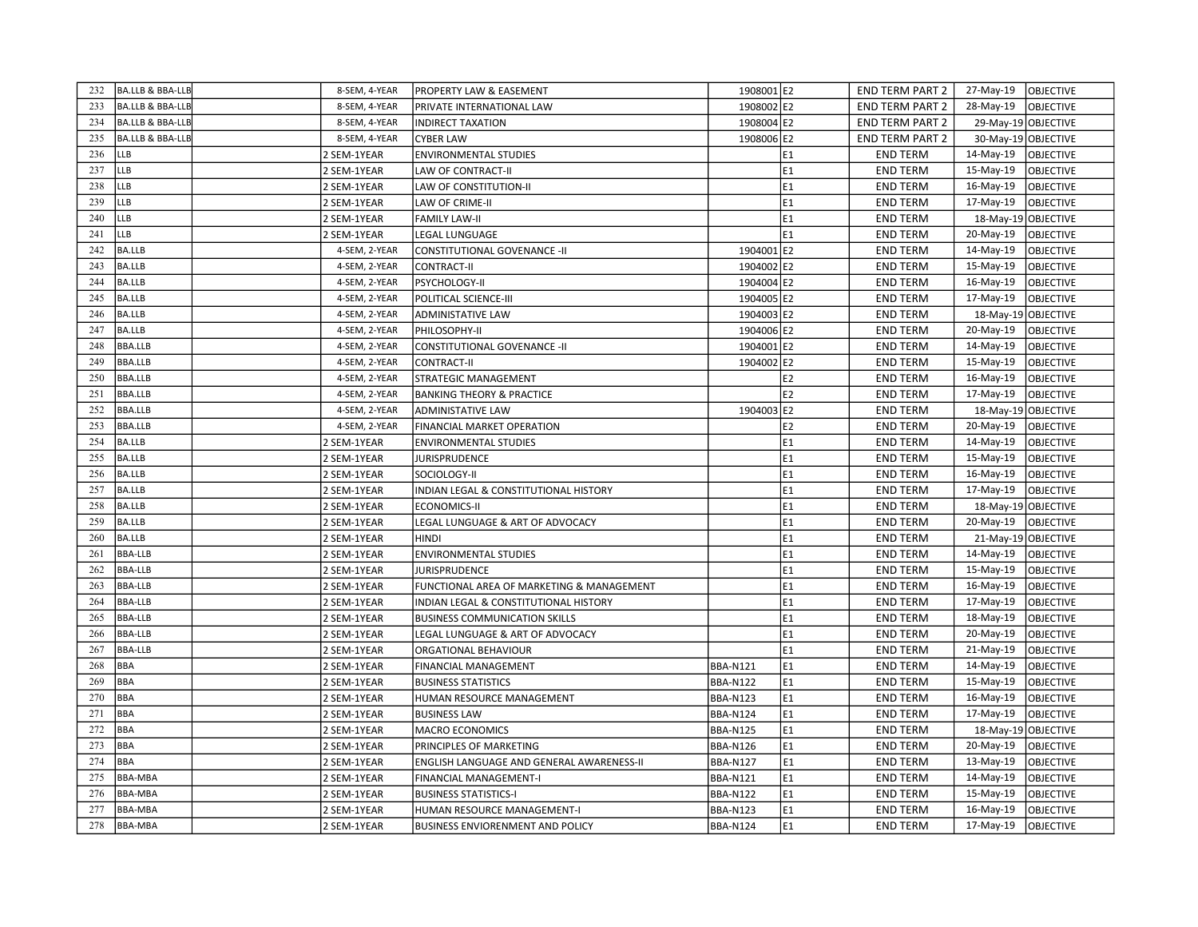| 232 | BA.LLB & BBA-LLB | | 8-SEM, 4-YEAR | PROPERTY LAW & EASEMENT | 1908001 | E2 | END TERM PART 2 | 27-May-19 | OBJECTIVE |
|---|---|---|---|---|---|---|---|---|---|
| 233 | BA.LLB & BBA-LLB | | 8-SEM, 4-YEAR | PRIVATE INTERNATIONAL LAW | 1908002 | E2 | END TERM PART 2 | 28-May-19 | OBJECTIVE |
| 234 | BA.LLB & BBA-LLB | | 8-SEM, 4-YEAR | INDIRECT TAXATION | 1908004 | E2 | END TERM PART 2 | 29-May-19 | OBJECTIVE |
| 235 | BA.LLB & BBA-LLB | | 8-SEM, 4-YEAR | CYBER LAW | 1908006 | E2 | END TERM PART 2 | 30-May-19 | OBJECTIVE |
| 236 | LLB | | 2 SEM-1YEAR | ENVIRONMENTAL STUDIES | | E1 | END TERM | 14-May-19 | OBJECTIVE |
| 237 | LLB | | 2 SEM-1YEAR | LAW OF CONTRACT-II | | E1 | END TERM | 15-May-19 | OBJECTIVE |
| 238 | LLB | | 2 SEM-1YEAR | LAW OF CONSTITUTION-II | | E1 | END TERM | 16-May-19 | OBJECTIVE |
| 239 | LLB | | 2 SEM-1YEAR | LAW OF CRIME-II | | E1 | END TERM | 17-May-19 | OBJECTIVE |
| 240 | LLB | | 2 SEM-1YEAR | FAMILY LAW-II | | E1 | END TERM | 18-May-19 | OBJECTIVE |
| 241 | LLB | | 2 SEM-1YEAR | LEGAL LUNGUAGE | | E1 | END TERM | 20-May-19 | OBJECTIVE |
| 242 | BA.LLB | | 4-SEM, 2-YEAR | CONSTITUTIONAL GOVENANCE -II | 1904001 | E2 | END TERM | 14-May-19 | OBJECTIVE |
| 243 | BA.LLB | | 4-SEM, 2-YEAR | CONTRACT-II | 1904002 | E2 | END TERM | 15-May-19 | OBJECTIVE |
| 244 | BA.LLB | | 4-SEM, 2-YEAR | PSYCHOLOGY-II | 1904004 | E2 | END TERM | 16-May-19 | OBJECTIVE |
| 245 | BA.LLB | | 4-SEM, 2-YEAR | POLITICAL SCIENCE-III | 1904005 | E2 | END TERM | 17-May-19 | OBJECTIVE |
| 246 | BA.LLB | | 4-SEM, 2-YEAR | ADMINISTATIVE LAW | 1904003 | E2 | END TERM | 18-May-19 | OBJECTIVE |
| 247 | BA.LLB | | 4-SEM, 2-YEAR | PHILOSOPHY-II | 1904006 | E2 | END TERM | 20-May-19 | OBJECTIVE |
| 248 | BBA.LLB | | 4-SEM, 2-YEAR | CONSTITUTIONAL GOVENANCE -II | 1904001 | E2 | END TERM | 14-May-19 | OBJECTIVE |
| 249 | BBA.LLB | | 4-SEM, 2-YEAR | CONTRACT-II | 1904002 | E2 | END TERM | 15-May-19 | OBJECTIVE |
| 250 | BBA.LLB | | 4-SEM, 2-YEAR | STRATEGIC MANAGEMENT | | E2 | END TERM | 16-May-19 | OBJECTIVE |
| 251 | BBA.LLB | | 4-SEM, 2-YEAR | BANKING THEORY & PRACTICE | | E2 | END TERM | 17-May-19 | OBJECTIVE |
| 252 | BBA.LLB | | 4-SEM, 2-YEAR | ADMINISTATIVE LAW | 1904003 | E2 | END TERM | 18-May-19 | OBJECTIVE |
| 253 | BBA.LLB | | 4-SEM, 2-YEAR | FINANCIAL MARKET OPERATION | | E2 | END TERM | 20-May-19 | OBJECTIVE |
| 254 | BA.LLB | | 2 SEM-1YEAR | ENVIRONMENTAL STUDIES | | E1 | END TERM | 14-May-19 | OBJECTIVE |
| 255 | BA.LLB | | 2 SEM-1YEAR | JURISPRUDENCE | | E1 | END TERM | 15-May-19 | OBJECTIVE |
| 256 | BA.LLB | | 2 SEM-1YEAR | SOCIOLOGY-II | | E1 | END TERM | 16-May-19 | OBJECTIVE |
| 257 | BA.LLB | | 2 SEM-1YEAR | INDIAN LEGAL & CONSTITUTIONAL HISTORY | | E1 | END TERM | 17-May-19 | OBJECTIVE |
| 258 | BA.LLB | | 2 SEM-1YEAR | ECONOMICS-II | | E1 | END TERM | 18-May-19 | OBJECTIVE |
| 259 | BA.LLB | | 2 SEM-1YEAR | LEGAL LUNGUAGE & ART OF ADVOCACY | | E1 | END TERM | 20-May-19 | OBJECTIVE |
| 260 | BA.LLB | | 2 SEM-1YEAR | HINDI | | E1 | END TERM | 21-May-19 | OBJECTIVE |
| 261 | BBA-LLB | | 2 SEM-1YEAR | ENVIRONMENTAL STUDIES | | E1 | END TERM | 14-May-19 | OBJECTIVE |
| 262 | BBA-LLB | | 2 SEM-1YEAR | JURISPRUDENCE | | E1 | END TERM | 15-May-19 | OBJECTIVE |
| 263 | BBA-LLB | | 2 SEM-1YEAR | FUNCTIONAL AREA OF MARKETING & MANAGEMENT | | E1 | END TERM | 16-May-19 | OBJECTIVE |
| 264 | BBA-LLB | | 2 SEM-1YEAR | INDIAN LEGAL & CONSTITUTIONAL HISTORY | | E1 | END TERM | 17-May-19 | OBJECTIVE |
| 265 | BBA-LLB | | 2 SEM-1YEAR | BUSINESS COMMUNICATION SKILLS | | E1 | END TERM | 18-May-19 | OBJECTIVE |
| 266 | BBA-LLB | | 2 SEM-1YEAR | LEGAL LUNGUAGE & ART OF ADVOCACY | | E1 | END TERM | 20-May-19 | OBJECTIVE |
| 267 | BBA-LLB | | 2 SEM-1YEAR | ORGATIONAL BEHAVIOUR | | E1 | END TERM | 21-May-19 | OBJECTIVE |
| 268 | BBA | | 2 SEM-1YEAR | FINANCIAL MANAGEMENT | BBA-N121 | E1 | END TERM | 14-May-19 | OBJECTIVE |
| 269 | BBA | | 2 SEM-1YEAR | BUSINESS STATISTICS | BBA-N122 | E1 | END TERM | 15-May-19 | OBJECTIVE |
| 270 | BBA | | 2 SEM-1YEAR | HUMAN RESOURCE MANAGEMENT | BBA-N123 | E1 | END TERM | 16-May-19 | OBJECTIVE |
| 271 | BBA | | 2 SEM-1YEAR | BUSINESS LAW | BBA-N124 | E1 | END TERM | 17-May-19 | OBJECTIVE |
| 272 | BBA | | 2 SEM-1YEAR | MACRO ECONOMICS | BBA-N125 | E1 | END TERM | 18-May-19 | OBJECTIVE |
| 273 | BBA | | 2 SEM-1YEAR | PRINCIPLES OF MARKETING | BBA-N126 | E1 | END TERM | 20-May-19 | OBJECTIVE |
| 274 | BBA | | 2 SEM-1YEAR | ENGLISH LANGUAGE AND GENERAL AWARENESS-II | BBA-N127 | E1 | END TERM | 13-May-19 | OBJECTIVE |
| 275 | BBA-MBA | | 2 SEM-1YEAR | FINANCIAL MANAGEMENT-I | BBA-N121 | E1 | END TERM | 14-May-19 | OBJECTIVE |
| 276 | BBA-MBA | | 2 SEM-1YEAR | BUSINESS STATISTICS-I | BBA-N122 | E1 | END TERM | 15-May-19 | OBJECTIVE |
| 277 | BBA-MBA | | 2 SEM-1YEAR | HUMAN RESOURCE MANAGEMENT-I | BBA-N123 | E1 | END TERM | 16-May-19 | OBJECTIVE |
| 278 | BBA-MBA | | 2 SEM-1YEAR | BUSINESS ENVIORENMENT AND POLICY | BBA-N124 | E1 | END TERM | 17-May-19 | OBJECTIVE |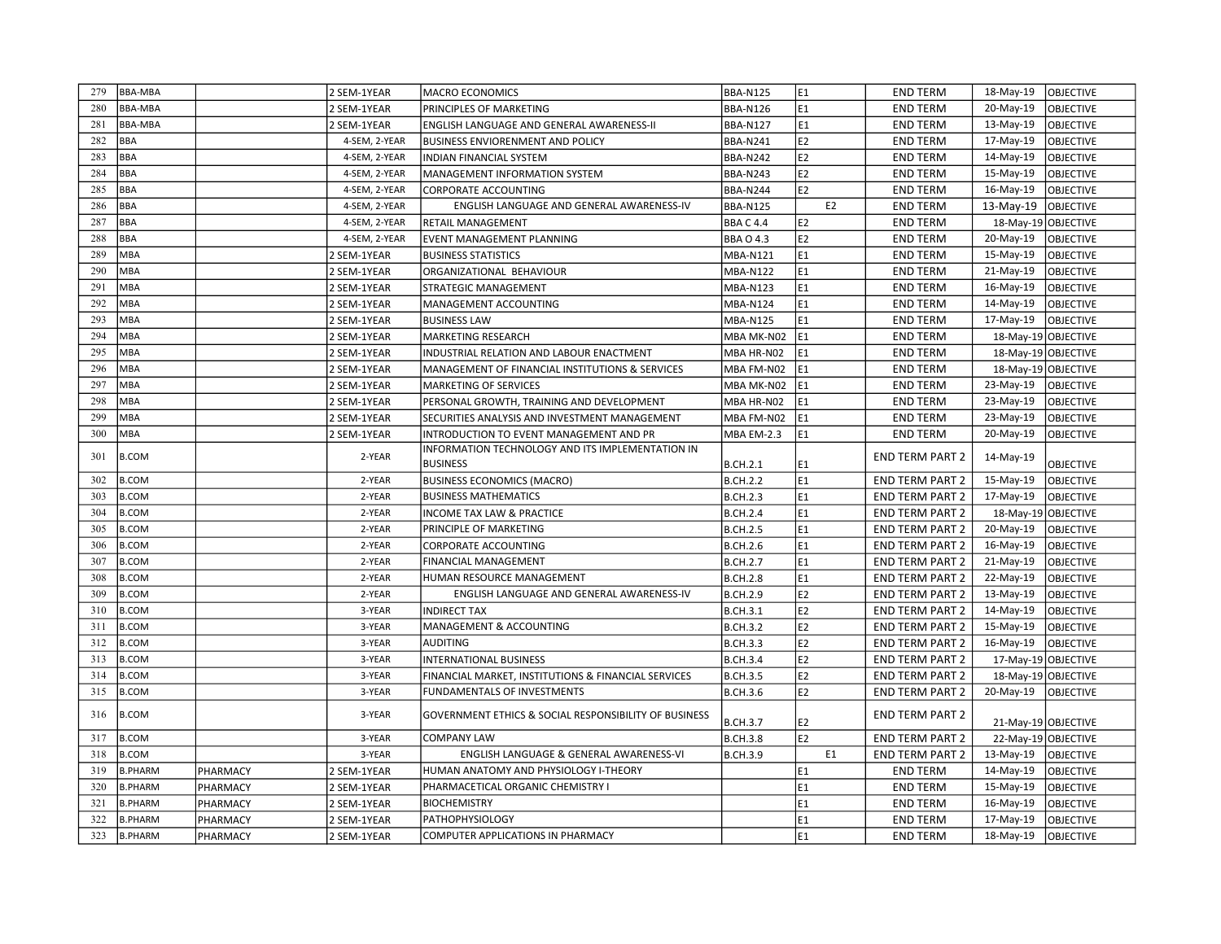| 279 | BBA-MBA | | 2 SEM-1YEAR | MACRO ECONOMICS | BBA-N125 | E1 | END TERM | 18-May-19 | OBJECTIVE |
|---|---|---|---|---|---|---|---|---|---|
| 280 | BBA-MBA | | 2 SEM-1YEAR | PRINCIPLES OF MARKETING | BBA-N126 | E1 | END TERM | 20-May-19 | OBJECTIVE |
| 281 | BBA-MBA | | 2 SEM-1YEAR | ENGLISH LANGUAGE AND GENERAL AWARENESS-II | BBA-N127 | E1 | END TERM | 13-May-19 | OBJECTIVE |
| 282 | BBA | | 4-SEM, 2-YEAR | BUSINESS ENVIORENMENT AND POLICY | BBA-N241 | E2 | END TERM | 17-May-19 | OBJECTIVE |
| 283 | BBA | | 4-SEM, 2-YEAR | INDIAN FINANCIAL SYSTEM | BBA-N242 | E2 | END TERM | 14-May-19 | OBJECTIVE |
| 284 | BBA | | 4-SEM, 2-YEAR | MANAGEMENT INFORMATION SYSTEM | BBA-N243 | E2 | END TERM | 15-May-19 | OBJECTIVE |
| 285 | BBA | | 4-SEM, 2-YEAR | CORPORATE ACCOUNTING | BBA-N244 | E2 | END TERM | 16-May-19 | OBJECTIVE |
| 286 | BBA | | 4-SEM, 2-YEAR | ENGLISH LANGUAGE AND GENERAL AWARENESS-IV | BBA-N125 | E2 | END TERM | 13-May-19 | OBJECTIVE |
| 287 | BBA | | 4-SEM, 2-YEAR | RETAIL MANAGEMENT | BBA C 4.4 | E2 | END TERM | 18-May-19 | OBJECTIVE |
| 288 | BBA | | 4-SEM, 2-YEAR | EVENT MANAGEMENT PLANNING | BBA O 4.3 | E2 | END TERM | 20-May-19 | OBJECTIVE |
| 289 | MBA | | 2 SEM-1YEAR | BUSINESS STATISTICS | MBA-N121 | E1 | END TERM | 15-May-19 | OBJECTIVE |
| 290 | MBA | | 2 SEM-1YEAR | ORGANIZATIONAL BEHAVIOUR | MBA-N122 | E1 | END TERM | 21-May-19 | OBJECTIVE |
| 291 | MBA | | 2 SEM-1YEAR | STRATEGIC MANAGEMENT | MBA-N123 | E1 | END TERM | 16-May-19 | OBJECTIVE |
| 292 | MBA | | 2 SEM-1YEAR | MANAGEMENT ACCOUNTING | MBA-N124 | E1 | END TERM | 14-May-19 | OBJECTIVE |
| 293 | MBA | | 2 SEM-1YEAR | BUSINESS LAW | MBA-N125 | E1 | END TERM | 17-May-19 | OBJECTIVE |
| 294 | MBA | | 2 SEM-1YEAR | MARKETING RESEARCH | MBA MK-N02 | E1 | END TERM | 18-May-19 | OBJECTIVE |
| 295 | MBA | | 2 SEM-1YEAR | INDUSTRIAL RELATION AND LABOUR ENACTMENT | MBA HR-N02 | E1 | END TERM | 18-May-19 | OBJECTIVE |
| 296 | MBA | | 2 SEM-1YEAR | MANAGEMENT OF FINANCIAL INSTITUTIONS & SERVICES | MBA FM-N02 | E1 | END TERM | 18-May-19 | OBJECTIVE |
| 297 | MBA | | 2 SEM-1YEAR | MARKETING OF SERVICES | MBA MK-N02 | E1 | END TERM | 23-May-19 | OBJECTIVE |
| 298 | MBA | | 2 SEM-1YEAR | PERSONAL GROWTH, TRAINING AND DEVELOPMENT | MBA HR-N02 | E1 | END TERM | 23-May-19 | OBJECTIVE |
| 299 | MBA | | 2 SEM-1YEAR | SECURITIES ANALYSIS AND INVESTMENT MANAGEMENT | MBA FM-N02 | E1 | END TERM | 23-May-19 | OBJECTIVE |
| 300 | MBA | | 2 SEM-1YEAR | INTRODUCTION TO EVENT MANAGEMENT AND PR | MBA EM-2.3 | E1 | END TERM | 20-May-19 | OBJECTIVE |
| 301 | B.COM | | 2-YEAR | INFORMATION TECHNOLOGY AND ITS IMPLEMENTATION IN BUSINESS | B.CH.2.1 | E1 | END TERM PART 2 | 14-May-19 | OBJECTIVE |
| 302 | B.COM | | 2-YEAR | BUSINESS ECONOMICS (MACRO) | B.CH.2.2 | E1 | END TERM PART 2 | 15-May-19 | OBJECTIVE |
| 303 | B.COM | | 2-YEAR | BUSINESS MATHEMATICS | B.CH.2.3 | E1 | END TERM PART 2 | 17-May-19 | OBJECTIVE |
| 304 | B.COM | | 2-YEAR | INCOME TAX LAW & PRACTICE | B.CH.2.4 | E1 | END TERM PART 2 | 18-May-19 | OBJECTIVE |
| 305 | B.COM | | 2-YEAR | PRINCIPLE OF MARKETING | B.CH.2.5 | E1 | END TERM PART 2 | 20-May-19 | OBJECTIVE |
| 306 | B.COM | | 2-YEAR | CORPORATE ACCOUNTING | B.CH.2.6 | E1 | END TERM PART 2 | 16-May-19 | OBJECTIVE |
| 307 | B.COM | | 2-YEAR | FINANCIAL MANAGEMENT | B.CH.2.7 | E1 | END TERM PART 2 | 21-May-19 | OBJECTIVE |
| 308 | B.COM | | 2-YEAR | HUMAN RESOURCE MANAGEMENT | B.CH.2.8 | E1 | END TERM PART 2 | 22-May-19 | OBJECTIVE |
| 309 | B.COM | | 2-YEAR | ENGLISH LANGUAGE AND GENERAL AWARENESS-IV | B.CH.2.9 | E2 | END TERM PART 2 | 13-May-19 | OBJECTIVE |
| 310 | B.COM | | 3-YEAR | INDIRECT TAX | B.CH.3.1 | E2 | END TERM PART 2 | 14-May-19 | OBJECTIVE |
| 311 | B.COM | | 3-YEAR | MANAGEMENT & ACCOUNTING | B.CH.3.2 | E2 | END TERM PART 2 | 15-May-19 | OBJECTIVE |
| 312 | B.COM | | 3-YEAR | AUDITING | B.CH.3.3 | E2 | END TERM PART 2 | 16-May-19 | OBJECTIVE |
| 313 | B.COM | | 3-YEAR | INTERNATIONAL BUSINESS | B.CH.3.4 | E2 | END TERM PART 2 | 17-May-19 | OBJECTIVE |
| 314 | B.COM | | 3-YEAR | FINANCIAL MARKET, INSTITUTIONS & FINANCIAL SERVICES | B.CH.3.5 | E2 | END TERM PART 2 | 18-May-19 | OBJECTIVE |
| 315 | B.COM | | 3-YEAR | FUNDAMENTALS OF INVESTMENTS | B.CH.3.6 | E2 | END TERM PART 2 | 20-May-19 | OBJECTIVE |
| 316 | B.COM | | 3-YEAR | GOVERNMENT ETHICS & SOCIAL RESPONSIBILITY OF BUSINESS | B.CH.3.7 | E2 | END TERM PART 2 | 21-May-19 | OBJECTIVE |
| 317 | B.COM | | 3-YEAR | COMPANY LAW | B.CH.3.8 | E2 | END TERM PART 2 | 22-May-19 | OBJECTIVE |
| 318 | B.COM | | 3-YEAR | ENGLISH LANGUAGE & GENERAL AWARENESS-VI | B.CH.3.9 | E1 | END TERM PART 2 | 13-May-19 | OBJECTIVE |
| 319 | B.PHARM | PHARMACY | 2 SEM-1YEAR | HUMAN ANATOMY AND PHYSIOLOGY I-THEORY | | E1 | END TERM | 14-May-19 | OBJECTIVE |
| 320 | B.PHARM | PHARMACY | 2 SEM-1YEAR | PHARMACETICAL ORGANIC CHEMISTRY I | | E1 | END TERM | 15-May-19 | OBJECTIVE |
| 321 | B.PHARM | PHARMACY | 2 SEM-1YEAR | BIOCHEMISTRY | | E1 | END TERM | 16-May-19 | OBJECTIVE |
| 322 | B.PHARM | PHARMACY | 2 SEM-1YEAR | PATHOPHYSIOLOGY | | E1 | END TERM | 17-May-19 | OBJECTIVE |
| 323 | B.PHARM | PHARMACY | 2 SEM-1YEAR | COMPUTER APPLICATIONS IN PHARMACY | | E1 | END TERM | 18-May-19 | OBJECTIVE |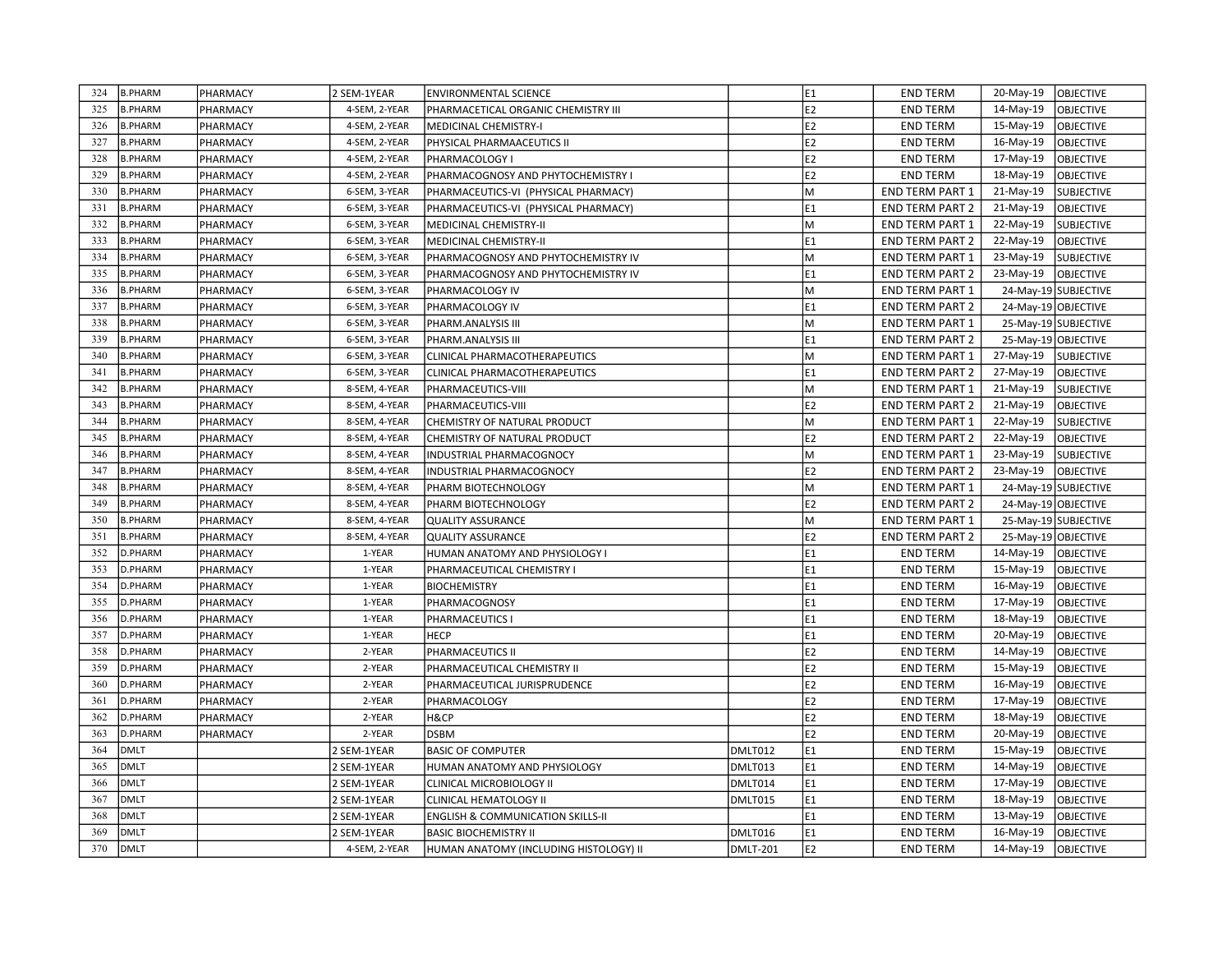| | | | | | | | | | |
|---|---|---|---|---|---|---|---|---|---|
| 324 | B.PHARM | PHARMACY | 2 SEM-1YEAR | ENVIRONMENTAL SCIENCE | | E1 | END TERM | 20-May-19 | OBJECTIVE |
| 325 | B.PHARM | PHARMACY | 4-SEM, 2-YEAR | PHARMACETICAL ORGANIC CHEMISTRY III | | E2 | END TERM | 14-May-19 | OBJECTIVE |
| 326 | B.PHARM | PHARMACY | 4-SEM, 2-YEAR | MEDICINAL CHEMISTRY-I | | E2 | END TERM | 15-May-19 | OBJECTIVE |
| 327 | B.PHARM | PHARMACY | 4-SEM, 2-YEAR | PHYSICAL PHARMAACEUTICS II | | E2 | END TERM | 16-May-19 | OBJECTIVE |
| 328 | B.PHARM | PHARMACY | 4-SEM, 2-YEAR | PHARMACOLOGY I | | E2 | END TERM | 17-May-19 | OBJECTIVE |
| 329 | B.PHARM | PHARMACY | 4-SEM, 2-YEAR | PHARMACOGNOSY AND PHYTOCHEMISTRY I | | E2 | END TERM | 18-May-19 | OBJECTIVE |
| 330 | B.PHARM | PHARMACY | 6-SEM, 3-YEAR | PHARMACEUTICS-VI (PHYSICAL PHARMACY) | | M | END TERM PART 1 | 21-May-19 | SUBJECTIVE |
| 331 | B.PHARM | PHARMACY | 6-SEM, 3-YEAR | PHARMACEUTICS-VI (PHYSICAL PHARMACY) | | E1 | END TERM PART 2 | 21-May-19 | OBJECTIVE |
| 332 | B.PHARM | PHARMACY | 6-SEM, 3-YEAR | MEDICINAL CHEMISTRY-II | | M | END TERM PART 1 | 22-May-19 | SUBJECTIVE |
| 333 | B.PHARM | PHARMACY | 6-SEM, 3-YEAR | MEDICINAL CHEMISTRY-II | | E1 | END TERM PART 2 | 22-May-19 | OBJECTIVE |
| 334 | B.PHARM | PHARMACY | 6-SEM, 3-YEAR | PHARMACOGNOSY AND PHYTOCHEMISTRY IV | | M | END TERM PART 1 | 23-May-19 | SUBJECTIVE |
| 335 | B.PHARM | PHARMACY | 6-SEM, 3-YEAR | PHARMACOGNOSY AND PHYTOCHEMISTRY IV | | E1 | END TERM PART 2 | 23-May-19 | OBJECTIVE |
| 336 | B.PHARM | PHARMACY | 6-SEM, 3-YEAR | PHARMACOLOGY IV | | M | END TERM PART 1 | 24-May-19 | SUBJECTIVE |
| 337 | B.PHARM | PHARMACY | 6-SEM, 3-YEAR | PHARMACOLOGY IV | | E1 | END TERM PART 2 | 24-May-19 | OBJECTIVE |
| 338 | B.PHARM | PHARMACY | 6-SEM, 3-YEAR | PHARM.ANALYSIS III | | M | END TERM PART 1 | 25-May-19 | SUBJECTIVE |
| 339 | B.PHARM | PHARMACY | 6-SEM, 3-YEAR | PHARM.ANALYSIS III | | E1 | END TERM PART 2 | 25-May-19 | OBJECTIVE |
| 340 | B.PHARM | PHARMACY | 6-SEM, 3-YEAR | CLINICAL PHARMACOTHERAPEUTICS | | M | END TERM PART 1 | 27-May-19 | SUBJECTIVE |
| 341 | B.PHARM | PHARMACY | 6-SEM, 3-YEAR | CLINICAL PHARMACOTHERAPEUTICS | | E1 | END TERM PART 2 | 27-May-19 | OBJECTIVE |
| 342 | B.PHARM | PHARMACY | 8-SEM, 4-YEAR | PHARMACEUTICS-VIII | | M | END TERM PART 1 | 21-May-19 | SUBJECTIVE |
| 343 | B.PHARM | PHARMACY | 8-SEM, 4-YEAR | PHARMACEUTICS-VIII | | E2 | END TERM PART 2 | 21-May-19 | OBJECTIVE |
| 344 | B.PHARM | PHARMACY | 8-SEM, 4-YEAR | CHEMISTRY OF NATURAL PRODUCT | | M | END TERM PART 1 | 22-May-19 | SUBJECTIVE |
| 345 | B.PHARM | PHARMACY | 8-SEM, 4-YEAR | CHEMISTRY OF NATURAL PRODUCT | | E2 | END TERM PART 2 | 22-May-19 | OBJECTIVE |
| 346 | B.PHARM | PHARMACY | 8-SEM, 4-YEAR | INDUSTRIAL PHARMACOGNOCY | | M | END TERM PART 1 | 23-May-19 | SUBJECTIVE |
| 347 | B.PHARM | PHARMACY | 8-SEM, 4-YEAR | INDUSTRIAL PHARMACOGNOCY | | E2 | END TERM PART 2 | 23-May-19 | OBJECTIVE |
| 348 | B.PHARM | PHARMACY | 8-SEM, 4-YEAR | PHARM BIOTECHNOLOGY | | M | END TERM PART 1 | 24-May-19 | SUBJECTIVE |
| 349 | B.PHARM | PHARMACY | 8-SEM, 4-YEAR | PHARM BIOTECHNOLOGY | | E2 | END TERM PART 2 | 24-May-19 | OBJECTIVE |
| 350 | B.PHARM | PHARMACY | 8-SEM, 4-YEAR | QUALITY ASSURANCE | | M | END TERM PART 1 | 25-May-19 | SUBJECTIVE |
| 351 | B.PHARM | PHARMACY | 8-SEM, 4-YEAR | QUALITY ASSURANCE | | E2 | END TERM PART 2 | 25-May-19 | OBJECTIVE |
| 352 | D.PHARM | PHARMACY | 1-YEAR | HUMAN ANATOMY AND PHYSIOLOGY I | | E1 | END TERM | 14-May-19 | OBJECTIVE |
| 353 | D.PHARM | PHARMACY | 1-YEAR | PHARMACEUTICAL CHEMISTRY I | | E1 | END TERM | 15-May-19 | OBJECTIVE |
| 354 | D.PHARM | PHARMACY | 1-YEAR | BIOCHEMISTRY | | E1 | END TERM | 16-May-19 | OBJECTIVE |
| 355 | D.PHARM | PHARMACY | 1-YEAR | PHARMACOGNOSY | | E1 | END TERM | 17-May-19 | OBJECTIVE |
| 356 | D.PHARM | PHARMACY | 1-YEAR | PHARMACEUTICS I | | E1 | END TERM | 18-May-19 | OBJECTIVE |
| 357 | D.PHARM | PHARMACY | 1-YEAR | HECP | | E1 | END TERM | 20-May-19 | OBJECTIVE |
| 358 | D.PHARM | PHARMACY | 2-YEAR | PHARMACEUTICS II | | E2 | END TERM | 14-May-19 | OBJECTIVE |
| 359 | D.PHARM | PHARMACY | 2-YEAR | PHARMACEUTICAL CHEMISTRY II | | E2 | END TERM | 15-May-19 | OBJECTIVE |
| 360 | D.PHARM | PHARMACY | 2-YEAR | PHARMACEUTICAL JURISPRUDENCE | | E2 | END TERM | 16-May-19 | OBJECTIVE |
| 361 | D.PHARM | PHARMACY | 2-YEAR | PHARMACOLOGY | | E2 | END TERM | 17-May-19 | OBJECTIVE |
| 362 | D.PHARM | PHARMACY | 2-YEAR | H&CP | | E2 | END TERM | 18-May-19 | OBJECTIVE |
| 363 | D.PHARM | PHARMACY | 2-YEAR | DSBM | | E2 | END TERM | 20-May-19 | OBJECTIVE |
| 364 | DMLT | | 2 SEM-1YEAR | BASIC OF COMPUTER | DMLT012 | E1 | END TERM | 15-May-19 | OBJECTIVE |
| 365 | DMLT | | 2 SEM-1YEAR | HUMAN ANATOMY AND PHYSIOLOGY | DMLT013 | E1 | END TERM | 14-May-19 | OBJECTIVE |
| 366 | DMLT | | 2 SEM-1YEAR | CLINICAL MICROBIOLOGY II | DMLT014 | E1 | END TERM | 17-May-19 | OBJECTIVE |
| 367 | DMLT | | 2 SEM-1YEAR | CLINICAL HEMATOLOGY II | DMLT015 | E1 | END TERM | 18-May-19 | OBJECTIVE |
| 368 | DMLT | | 2 SEM-1YEAR | ENGLISH & COMMUNICATION SKILLS-II | | E1 | END TERM | 13-May-19 | OBJECTIVE |
| 369 | DMLT | | 2 SEM-1YEAR | BASIC BIOCHEMISTRY II | DMLT016 | E1 | END TERM | 16-May-19 | OBJECTIVE |
| 370 | DMLT | | 4-SEM, 2-YEAR | HUMAN ANATOMY (INCLUDING HISTOLOGY) II | DMLT-201 | E2 | END TERM | 14-May-19 | OBJECTIVE |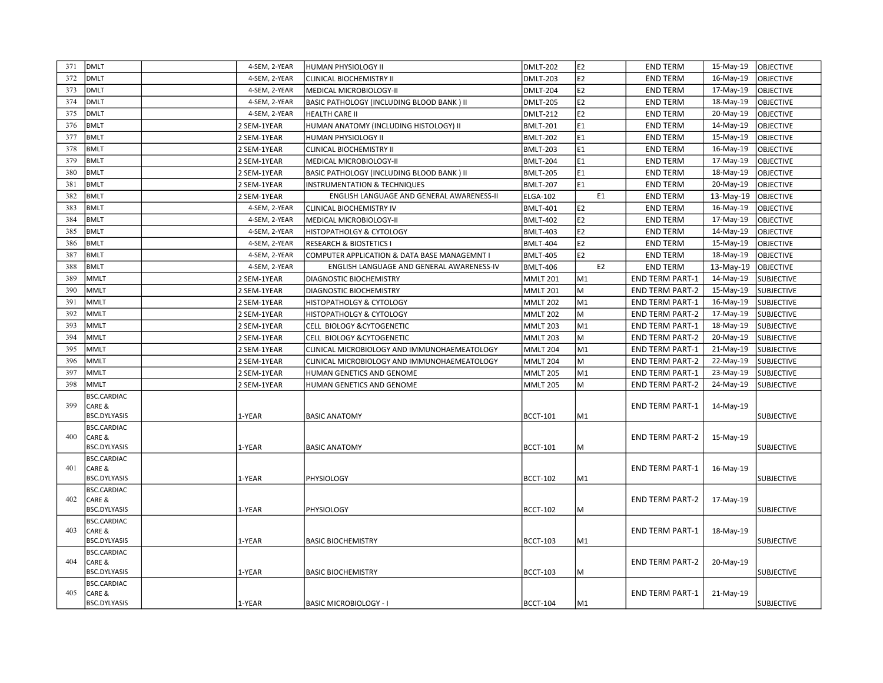| 371 | DMLT | | 4-SEM, 2-YEAR | HUMAN PHYSIOLOGY II | DMLT-202 | E2 | END TERM | 15-May-19 | OBJECTIVE |
|---|---|---|---|---|---|---|---|---|---|
| 372 | DMLT | | 4-SEM, 2-YEAR | CLINICAL BIOCHEMISTRY II | DMLT-203 | E2 | END TERM | 16-May-19 | OBJECTIVE |
| 373 | DMLT | | 4-SEM, 2-YEAR | MEDICAL MICROBIOLOGY-II | DMLT-204 | E2 | END TERM | 17-May-19 | OBJECTIVE |
| 374 | DMLT | | 4-SEM, 2-YEAR | BASIC PATHOLOGY (INCLUDING BLOOD BANK ) II | DMLT-205 | E2 | END TERM | 18-May-19 | OBJECTIVE |
| 375 | DMLT | | 4-SEM, 2-YEAR | HEALTH CARE II | DMLT-212 | E2 | END TERM | 20-May-19 | OBJECTIVE |
| 376 | BMLT | | 2 SEM-1YEAR | HUMAN ANATOMY (INCLUDING HISTOLOGY) II | BMLT-201 | E1 | END TERM | 14-May-19 | OBJECTIVE |
| 377 | BMLT | | 2 SEM-1YEAR | HUMAN PHYSIOLOGY II | BMLT-202 | E1 | END TERM | 15-May-19 | OBJECTIVE |
| 378 | BMLT | | 2 SEM-1YEAR | CLINICAL BIOCHEMISTRY II | BMLT-203 | E1 | END TERM | 16-May-19 | OBJECTIVE |
| 379 | BMLT | | 2 SEM-1YEAR | MEDICAL MICROBIOLOGY-II | BMLT-204 | E1 | END TERM | 17-May-19 | OBJECTIVE |
| 380 | BMLT | | 2 SEM-1YEAR | BASIC PATHOLOGY (INCLUDING BLOOD BANK ) II | BMLT-205 | E1 | END TERM | 18-May-19 | OBJECTIVE |
| 381 | BMLT | | 2 SEM-1YEAR | INSTRUMENTATION & TECHNIQUES | BMLT-207 | E1 | END TERM | 20-May-19 | OBJECTIVE |
| 382 | BMLT | | 2 SEM-1YEAR | ENGLISH LANGUAGE AND GENERAL AWARENESS-II | ELGA-102 | E1 | END TERM | 13-May-19 | OBJECTIVE |
| 383 | BMLT | | 4-SEM, 2-YEAR | CLINICAL BIOCHEMISTRY IV | BMLT-401 | E2 | END TERM | 16-May-19 | OBJECTIVE |
| 384 | BMLT | | 4-SEM, 2-YEAR | MEDICAL MICROBIOLOGY-II | BMLT-402 | E2 | END TERM | 17-May-19 | OBJECTIVE |
| 385 | BMLT | | 4-SEM, 2-YEAR | HISTOPATHOLGY & CYTOLOGY | BMLT-403 | E2 | END TERM | 14-May-19 | OBJECTIVE |
| 386 | BMLT | | 4-SEM, 2-YEAR | RESEARCH & BIOSTETICS I | BMLT-404 | E2 | END TERM | 15-May-19 | OBJECTIVE |
| 387 | BMLT | | 4-SEM, 2-YEAR | COMPUTER APPLICATION & DATA BASE MANAGEMNT I | BMLT-405 | E2 | END TERM | 18-May-19 | OBJECTIVE |
| 388 | BMLT | | 4-SEM, 2-YEAR | ENGLISH LANGUAGE AND GENERAL AWARENESS-IV | BMLT-406 | E2 | END TERM | 13-May-19 | OBJECTIVE |
| 389 | MMLT | | 2 SEM-1YEAR | DIAGNOSTIC BIOCHEMISTRY | MMLT 201 | M1 | END TERM PART-1 | 14-May-19 | SUBJECTIVE |
| 390 | MMLT | | 2 SEM-1YEAR | DIAGNOSTIC BIOCHEMISTRY | MMLT 201 | M | END TERM PART-2 | 15-May-19 | SUBJECTIVE |
| 391 | MMLT | | 2 SEM-1YEAR | HISTOPATHOLGY & CYTOLOGY | MMLT 202 | M1 | END TERM PART-1 | 16-May-19 | SUBJECTIVE |
| 392 | MMLT | | 2 SEM-1YEAR | HISTOPATHOLGY & CYTOLOGY | MMLT 202 | M | END TERM PART-2 | 17-May-19 | SUBJECTIVE |
| 393 | MMLT | | 2 SEM-1YEAR | CELL BIOLOGY &CYTOGENETIC | MMLT 203 | M1 | END TERM PART-1 | 18-May-19 | SUBJECTIVE |
| 394 | MMLT | | 2 SEM-1YEAR | CELL BIOLOGY &CYTOGENETIC | MMLT 203 | M | END TERM PART-2 | 20-May-19 | SUBJECTIVE |
| 395 | MMLT | | 2 SEM-1YEAR | CLINICAL MICROBIOLOGY AND IMMUNOHAEMEATOLOGY | MMLT 204 | M1 | END TERM PART-1 | 21-May-19 | SUBJECTIVE |
| 396 | MMLT | | 2 SEM-1YEAR | CLINICAL MICROBIOLOGY AND IMMUNOHAEMEATOLOGY | MMLT 204 | M | END TERM PART-2 | 22-May-19 | SUBJECTIVE |
| 397 | MMLT | | 2 SEM-1YEAR | HUMAN GENETICS AND GENOME | MMLT 205 | M1 | END TERM PART-1 | 23-May-19 | SUBJECTIVE |
| 398 | MMLT | | 2 SEM-1YEAR | HUMAN GENETICS AND GENOME | MMLT 205 | M | END TERM PART-2 | 24-May-19 | SUBJECTIVE |
| 399 | BSC.CARDIAC CARE & BSC.DYLYASIS | | 1-YEAR | BASIC ANATOMY | BCCT-101 | M1 | END TERM PART-1 | 14-May-19 | SUBJECTIVE |
| 400 | BSC.CARDIAC CARE & BSC.DYLYASIS | | 1-YEAR | BASIC ANATOMY | BCCT-101 | M | END TERM PART-2 | 15-May-19 | SUBJECTIVE |
| 401 | BSC.CARDIAC CARE & BSC.DYLYASIS | | 1-YEAR | PHYSIOLOGY | BCCT-102 | M1 | END TERM PART-1 | 16-May-19 | SUBJECTIVE |
| 402 | BSC.CARDIAC CARE & BSC.DYLYASIS | | 1-YEAR | PHYSIOLOGY | BCCT-102 | M | END TERM PART-2 | 17-May-19 | SUBJECTIVE |
| 403 | BSC.CARDIAC CARE & BSC.DYLYASIS | | 1-YEAR | BASIC BIOCHEMISTRY | BCCT-103 | M1 | END TERM PART-1 | 18-May-19 | SUBJECTIVE |
| 404 | BSC.CARDIAC CARE & BSC.DYLYASIS | | 1-YEAR | BASIC BIOCHEMISTRY | BCCT-103 | M | END TERM PART-2 | 20-May-19 | SUBJECTIVE |
| 405 | BSC.CARDIAC CARE & BSC.DYLYASIS | | 1-YEAR | BASIC MICROBIOLOGY - I | BCCT-104 | M1 | END TERM PART-1 | 21-May-19 | SUBJECTIVE |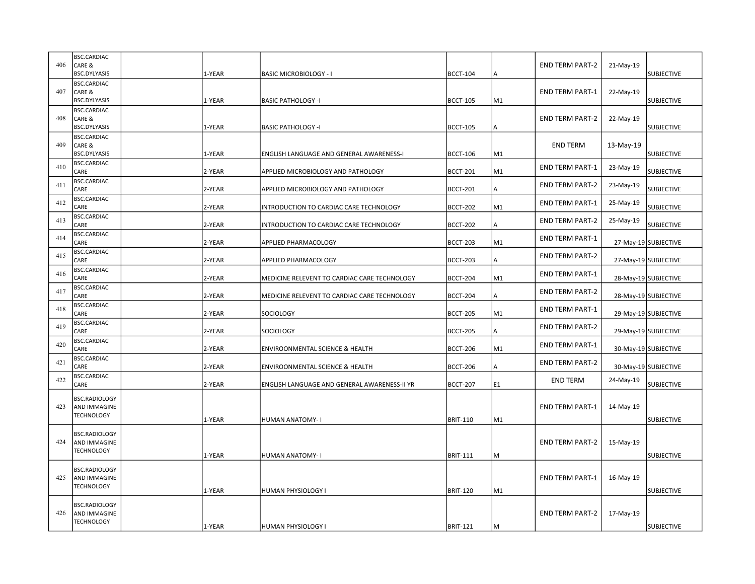| | | | | | | | | | |
|---|---|---|---|---|---|---|---|---|---|
| 406 | BSC.CARDIAC CARE & BSC.DYLYASIS | | 1-YEAR | BASIC MICROBIOLOGY - I | BCCT-104 | A | END TERM PART-2 | 21-May-19 | SUBJECTIVE |
| 407 | BSC.CARDIAC CARE & BSC.DYLYASIS | | 1-YEAR | BASIC PATHOLOGY -I | BCCT-105 | M1 | END TERM PART-1 | 22-May-19 | SUBJECTIVE |
| 408 | BSC.CARDIAC CARE & BSC.DYLYASIS | | 1-YEAR | BASIC PATHOLOGY -I | BCCT-105 | A | END TERM PART-2 | 22-May-19 | SUBJECTIVE |
| 409 | BSC.CARDIAC CARE & BSC.DYLYASIS | | 1-YEAR | ENGLISH LANGUAGE AND GENERAL AWARENESS-I | BCCT-106 | M1 | END TERM | 13-May-19 | SUBJECTIVE |
| 410 | BSC.CARDIAC CARE | | 2-YEAR | APPLIED MICROBIOLOGY AND PATHOLOGY | BCCT-201 | M1 | END TERM PART-1 | 23-May-19 | SUBJECTIVE |
| 411 | BSC.CARDIAC CARE | | 2-YEAR | APPLIED MICROBIOLOGY AND PATHOLOGY | BCCT-201 | A | END TERM PART-2 | 23-May-19 | SUBJECTIVE |
| 412 | BSC.CARDIAC CARE | | 2-YEAR | INTRODUCTION TO CARDIAC CARE TECHNOLOGY | BCCT-202 | M1 | END TERM PART-1 | 25-May-19 | SUBJECTIVE |
| 413 | BSC.CARDIAC CARE | | 2-YEAR | INTRODUCTION TO CARDIAC CARE TECHNOLOGY | BCCT-202 | A | END TERM PART-2 | 25-May-19 | SUBJECTIVE |
| 414 | BSC.CARDIAC CARE | | 2-YEAR | APPLIED PHARMACOLOGY | BCCT-203 | M1 | END TERM PART-1 | 27-May-19 | SUBJECTIVE |
| 415 | BSC.CARDIAC CARE | | 2-YEAR | APPLIED PHARMACOLOGY | BCCT-203 | A | END TERM PART-2 | 27-May-19 | SUBJECTIVE |
| 416 | BSC.CARDIAC CARE | | 2-YEAR | MEDICINE RELEVENT TO CARDIAC CARE TECHNOLOGY | BCCT-204 | M1 | END TERM PART-1 | 28-May-19 | SUBJECTIVE |
| 417 | BSC.CARDIAC CARE | | 2-YEAR | MEDICINE RELEVENT TO CARDIAC CARE TECHNOLOGY | BCCT-204 | A | END TERM PART-2 | 28-May-19 | SUBJECTIVE |
| 418 | BSC.CARDIAC CARE | | 2-YEAR | SOCIOLOGY | BCCT-205 | M1 | END TERM PART-1 | 29-May-19 | SUBJECTIVE |
| 419 | BSC.CARDIAC CARE | | 2-YEAR | SOCIOLOGY | BCCT-205 | A | END TERM PART-2 | 29-May-19 | SUBJECTIVE |
| 420 | BSC.CARDIAC CARE | | 2-YEAR | ENVIROONMENTAL SCIENCE & HEALTH | BCCT-206 | M1 | END TERM PART-1 | 30-May-19 | SUBJECTIVE |
| 421 | BSC.CARDIAC CARE | | 2-YEAR | ENVIROONMENTAL SCIENCE & HEALTH | BCCT-206 | A | END TERM PART-2 | 30-May-19 | SUBJECTIVE |
| 422 | BSC.CARDIAC CARE | | 2-YEAR | ENGLISH LANGUAGE AND GENERAL AWARENESS-II YR | BCCT-207 | E1 | END TERM | 24-May-19 | SUBJECTIVE |
| 423 | BSC.RADIOLOGY AND IMMAGINE TECHNOLOGY | | 1-YEAR | HUMAN ANATOMY- I | BRIT-110 | M1 | END TERM PART-1 | 14-May-19 | SUBJECTIVE |
| 424 | BSC.RADIOLOGY AND IMMAGINE TECHNOLOGY | | 1-YEAR | HUMAN ANATOMY- I | BRIT-111 | M | END TERM PART-2 | 15-May-19 | SUBJECTIVE |
| 425 | BSC.RADIOLOGY AND IMMAGINE TECHNOLOGY | | 1-YEAR | HUMAN PHYSIOLOGY I | BRIT-120 | M1 | END TERM PART-1 | 16-May-19 | SUBJECTIVE |
| 426 | BSC.RADIOLOGY AND IMMAGINE TECHNOLOGY | | 1-YEAR | HUMAN PHYSIOLOGY I | BRIT-121 | M | END TERM PART-2 | 17-May-19 | SUBJECTIVE |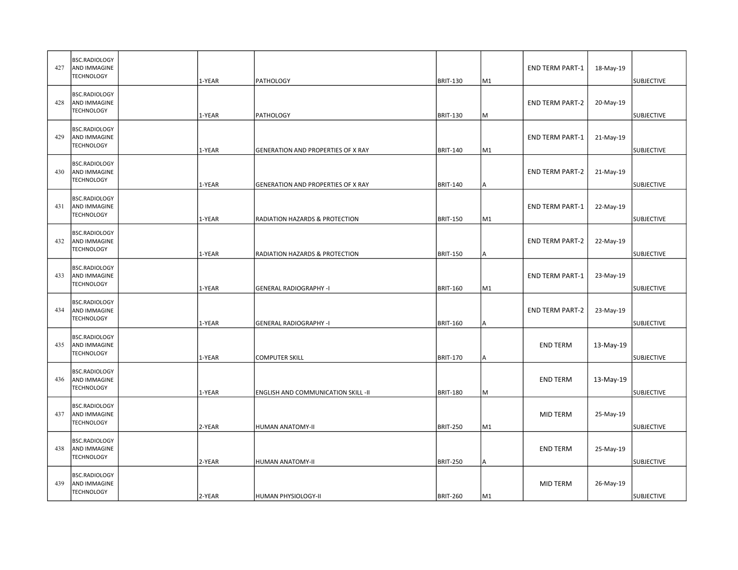| | | | | | | | | | |
|---|---|---|---|---|---|---|---|---|---|
| 427 | BSC.RADIOLOGY AND IMMAGINE TECHNOLOGY | | 1-YEAR | PATHOLOGY | BRIT-130 | M1 | END TERM PART-1 | 18-May-19 | SUBJECTIVE |
| 428 | BSC.RADIOLOGY AND IMMAGINE TECHNOLOGY | | 1-YEAR | PATHOLOGY | BRIT-130 | M | END TERM PART-2 | 20-May-19 | SUBJECTIVE |
| 429 | BSC.RADIOLOGY AND IMMAGINE TECHNOLOGY | | 1-YEAR | GENERATION AND PROPERTIES OF X RAY | BRIT-140 | M1 | END TERM PART-1 | 21-May-19 | SUBJECTIVE |
| 430 | BSC.RADIOLOGY AND IMMAGINE TECHNOLOGY | | 1-YEAR | GENERATION AND PROPERTIES OF X RAY | BRIT-140 | A | END TERM PART-2 | 21-May-19 | SUBJECTIVE |
| 431 | BSC.RADIOLOGY AND IMMAGINE TECHNOLOGY | | 1-YEAR | RADIATION HAZARDS & PROTECTION | BRIT-150 | M1 | END TERM PART-1 | 22-May-19 | SUBJECTIVE |
| 432 | BSC.RADIOLOGY AND IMMAGINE TECHNOLOGY | | 1-YEAR | RADIATION HAZARDS & PROTECTION | BRIT-150 | A | END TERM PART-2 | 22-May-19 | SUBJECTIVE |
| 433 | BSC.RADIOLOGY AND IMMAGINE TECHNOLOGY | | 1-YEAR | GENERAL RADIOGRAPHY -I | BRIT-160 | M1 | END TERM PART-1 | 23-May-19 | SUBJECTIVE |
| 434 | BSC.RADIOLOGY AND IMMAGINE TECHNOLOGY | | 1-YEAR | GENERAL RADIOGRAPHY -I | BRIT-160 | A | END TERM PART-2 | 23-May-19 | SUBJECTIVE |
| 435 | BSC.RADIOLOGY AND IMMAGINE TECHNOLOGY | | 1-YEAR | COMPUTER SKILL | BRIT-170 | A | END TERM | 13-May-19 | SUBJECTIVE |
| 436 | BSC.RADIOLOGY AND IMMAGINE TECHNOLOGY | | 1-YEAR | ENGLISH AND COMMUNICATION SKILL -II | BRIT-180 | M | END TERM | 13-May-19 | SUBJECTIVE |
| 437 | BSC.RADIOLOGY AND IMMAGINE TECHNOLOGY | | 2-YEAR | HUMAN ANATOMY-II | BRIT-250 | M1 | MID TERM | 25-May-19 | SUBJECTIVE |
| 438 | BSC.RADIOLOGY AND IMMAGINE TECHNOLOGY | | 2-YEAR | HUMAN ANATOMY-II | BRIT-250 | A | END TERM | 25-May-19 | SUBJECTIVE |
| 439 | BSC.RADIOLOGY AND IMMAGINE TECHNOLOGY | | 2-YEAR | HUMAN PHYSIOLOGY-II | BRIT-260 | M1 | MID TERM | 26-May-19 | SUBJECTIVE |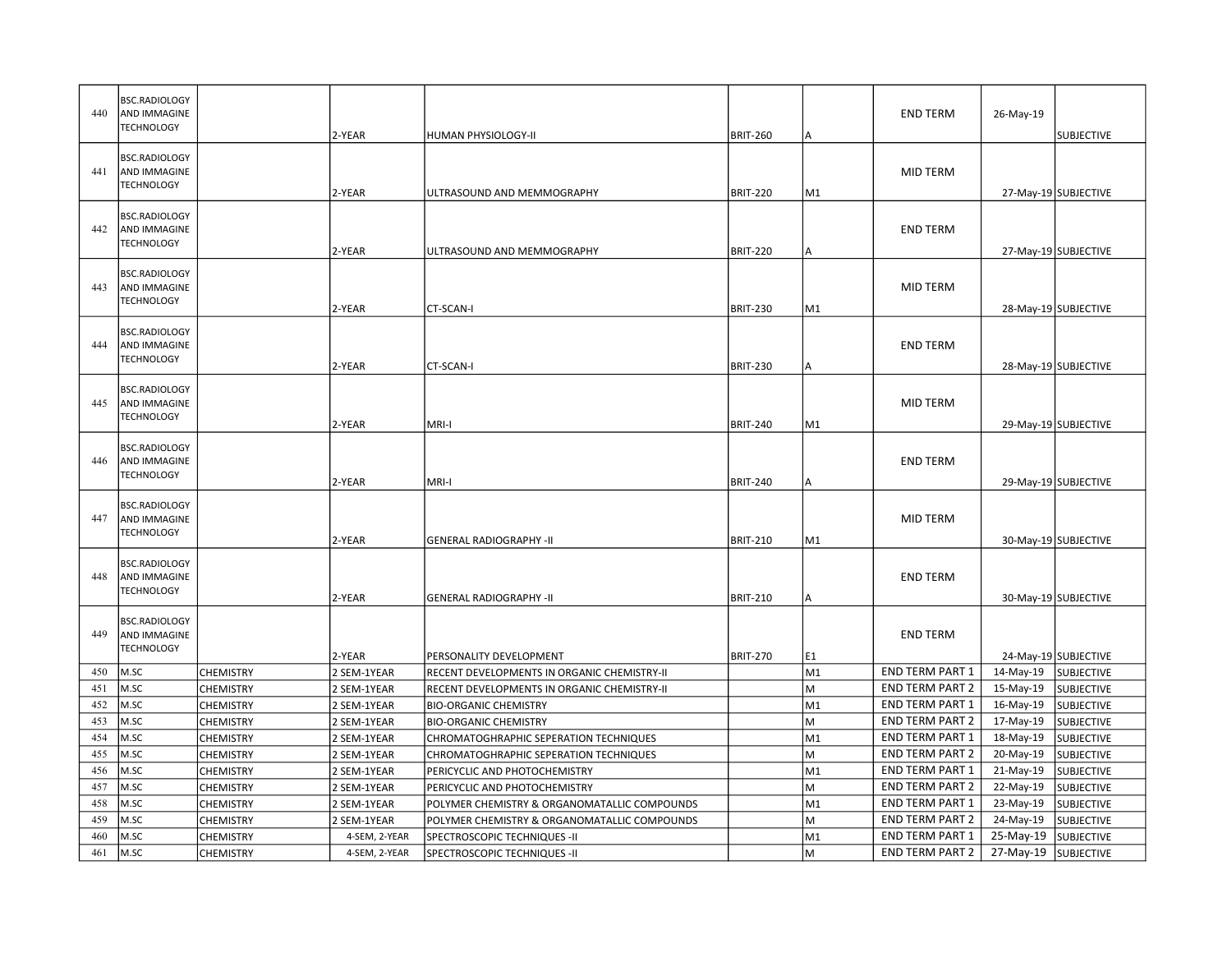| 440 | BSC.RADIOLOGY AND IMMAGINE TECHNOLOGY | | 2-YEAR | HUMAN PHYSIOLOGY-II | BRIT-260 | A | END TERM | 26-May-19 | SUBJECTIVE |
|---|---|---|---|---|---|---|---|---|---|
| 441 | BSC.RADIOLOGY AND IMMAGINE TECHNOLOGY | | 2-YEAR | ULTRASOUND AND MEMMOGRAPHY | BRIT-220 | M1 | MID TERM | 27-May-19 | SUBJECTIVE |
| 442 | BSC.RADIOLOGY AND IMMAGINE TECHNOLOGY | | 2-YEAR | ULTRASOUND AND MEMMOGRAPHY | BRIT-220 | A | END TERM | 27-May-19 | SUBJECTIVE |
| 443 | BSC.RADIOLOGY AND IMMAGINE TECHNOLOGY | | 2-YEAR | CT-SCAN-I | BRIT-230 | M1 | MID TERM | 28-May-19 | SUBJECTIVE |
| 444 | BSC.RADIOLOGY AND IMMAGINE TECHNOLOGY | | 2-YEAR | CT-SCAN-I | BRIT-230 | A | END TERM | 28-May-19 | SUBJECTIVE |
| 445 | BSC.RADIOLOGY AND IMMAGINE TECHNOLOGY | | 2-YEAR | MRI-I | BRIT-240 | M1 | MID TERM | 29-May-19 | SUBJECTIVE |
| 446 | BSC.RADIOLOGY AND IMMAGINE TECHNOLOGY | | 2-YEAR | MRI-I | BRIT-240 | A | END TERM | 29-May-19 | SUBJECTIVE |
| 447 | BSC.RADIOLOGY AND IMMAGINE TECHNOLOGY | | 2-YEAR | GENERAL RADIOGRAPHY -II | BRIT-210 | M1 | MID TERM | 30-May-19 | SUBJECTIVE |
| 448 | BSC.RADIOLOGY AND IMMAGINE TECHNOLOGY | | 2-YEAR | GENERAL RADIOGRAPHY -II | BRIT-210 | A | END TERM | 30-May-19 | SUBJECTIVE |
| 449 | BSC.RADIOLOGY AND IMMAGINE TECHNOLOGY | | 2-YEAR | PERSONALITY DEVELOPMENT | BRIT-270 | E1 | END TERM | 24-May-19 | SUBJECTIVE |
| 450 | M.SC | CHEMISTRY | 2 SEM-1YEAR | RECENT DEVELOPMENTS IN ORGANIC CHEMISTRY-II | | M1 | END TERM PART 1 | 14-May-19 | SUBJECTIVE |
| 451 | M.SC | CHEMISTRY | 2 SEM-1YEAR | RECENT DEVELOPMENTS IN ORGANIC CHEMISTRY-II | | M | END TERM PART 2 | 15-May-19 | SUBJECTIVE |
| 452 | M.SC | CHEMISTRY | 2 SEM-1YEAR | BIO-ORGANIC CHEMISTRY | | M1 | END TERM PART 1 | 16-May-19 | SUBJECTIVE |
| 453 | M.SC | CHEMISTRY | 2 SEM-1YEAR | BIO-ORGANIC CHEMISTRY | | M | END TERM PART 2 | 17-May-19 | SUBJECTIVE |
| 454 | M.SC | CHEMISTRY | 2 SEM-1YEAR | CHROMATOGHRAPHIC SEPERATION TECHNIQUES | | M1 | END TERM PART 1 | 18-May-19 | SUBJECTIVE |
| 455 | M.SC | CHEMISTRY | 2 SEM-1YEAR | CHROMATOGHRAPHIC SEPERATION TECHNIQUES | | M | END TERM PART 2 | 20-May-19 | SUBJECTIVE |
| 456 | M.SC | CHEMISTRY | 2 SEM-1YEAR | PERICYCLIC AND PHOTOCHEMISTRY | | M1 | END TERM PART 1 | 21-May-19 | SUBJECTIVE |
| 457 | M.SC | CHEMISTRY | 2 SEM-1YEAR | PERICYCLIC AND PHOTOCHEMISTRY | | M | END TERM PART 2 | 22-May-19 | SUBJECTIVE |
| 458 | M.SC | CHEMISTRY | 2 SEM-1YEAR | POLYMER CHEMISTRY & ORGANOMATALLIC COMPOUNDS | | M1 | END TERM PART 1 | 23-May-19 | SUBJECTIVE |
| 459 | M.SC | CHEMISTRY | 2 SEM-1YEAR | POLYMER CHEMISTRY & ORGANOMATALLIC COMPOUNDS | | M | END TERM PART 2 | 24-May-19 | SUBJECTIVE |
| 460 | M.SC | CHEMISTRY | 4-SEM, 2-YEAR | SPECTROSCOPIC TECHNIQUES -II | | M1 | END TERM PART 1 | 25-May-19 | SUBJECTIVE |
| 461 | M.SC | CHEMISTRY | 4-SEM, 2-YEAR | SPECTROSCOPIC TECHNIQUES -II | | M | END TERM PART 2 | 27-May-19 | SUBJECTIVE |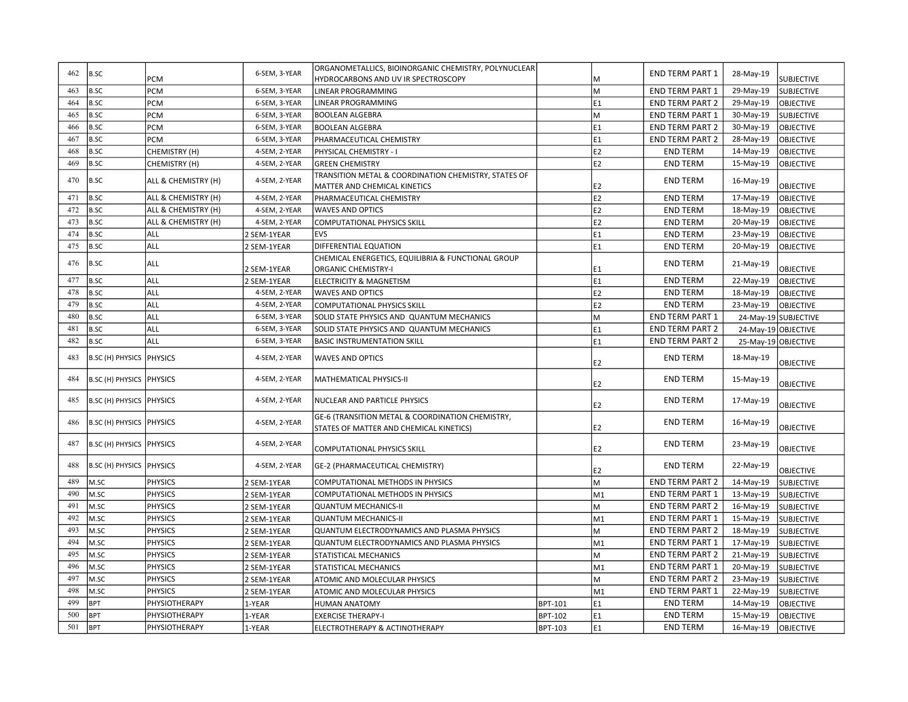| 462 | B.SC | PCM | 6-SEM, 3-YEAR | ORGANOMETALLICS, BIOINORGANIC CHEMISTRY, POLYNUCLEAR HYDROCARBONS AND UV IR SPECTROSCOPY | | M | END TERM PART 1 | 28-May-19 | SUBJECTIVE |
|---|---|---|---|---|---|---|---|---|---|
| 463 | B.SC | PCM | 6-SEM, 3-YEAR | LINEAR PROGRAMMING | | M | END TERM PART 1 | 29-May-19 | SUBJECTIVE |
| 464 | B.SC | PCM | 6-SEM, 3-YEAR | LINEAR PROGRAMMING | | E1 | END TERM PART 2 | 29-May-19 | OBJECTIVE |
| 465 | B.SC | PCM | 6-SEM, 3-YEAR | BOOLEAN ALGEBRA | | M | END TERM PART 1 | 30-May-19 | SUBJECTIVE |
| 466 | B.SC | PCM | 6-SEM, 3-YEAR | BOOLEAN ALGEBRA | | E1 | END TERM PART 2 | 30-May-19 | OBJECTIVE |
| 467 | B.SC | PCM | 6-SEM, 3-YEAR | PHARMACEUTICAL CHEMISTRY | | E1 | END TERM PART 2 | 28-May-19 | OBJECTIVE |
| 468 | B.SC | CHEMISTRY (H) | 4-SEM, 2-YEAR | PHYSICAL CHEMISTRY - I | | E2 | END TERM | 14-May-19 | OBJECTIVE |
| 469 | B.SC | CHEMISTRY (H) | 4-SEM, 2-YEAR | GREEN CHEMISTRY | | E2 | END TERM | 15-May-19 | OBJECTIVE |
| 470 | B.SC | ALL & CHEMISTRY (H) | 4-SEM, 2-YEAR | TRANSITION METAL & COORDINATION CHEMISTRY, STATES OF MATTER AND CHEMICAL KINETICS | | E2 | END TERM | 16-May-19 | OBJECTIVE |
| 471 | B.SC | ALL & CHEMISTRY (H) | 4-SEM, 2-YEAR | PHARMACEUTICAL CHEMISTRY | | E2 | END TERM | 17-May-19 | OBJECTIVE |
| 472 | B.SC | ALL & CHEMISTRY (H) | 4-SEM, 2-YEAR | WAVES AND OPTICS | | E2 | END TERM | 18-May-19 | OBJECTIVE |
| 473 | B.SC | ALL & CHEMISTRY (H) | 4-SEM, 2-YEAR | COMPUTATIONAL PHYSICS SKILL | | E2 | END TERM | 20-May-19 | OBJECTIVE |
| 474 | B.SC | ALL | 2 SEM-1YEAR | EVS | | E1 | END TERM | 23-May-19 | OBJECTIVE |
| 475 | B.SC | ALL | 2 SEM-1YEAR | DIFFERENTIAL EQUATION | | E1 | END TERM | 20-May-19 | OBJECTIVE |
| 476 | B.SC | ALL | 2 SEM-1YEAR | CHEMICAL ENERGETICS, EQUILIBRIA & FUNCTIONAL GROUP ORGANIC CHEMISTRY-I | | E1 | END TERM | 21-May-19 | OBJECTIVE |
| 477 | B.SC | ALL | 2 SEM-1YEAR | ELECTRICITY & MAGNETISM | | E1 | END TERM | 22-May-19 | OBJECTIVE |
| 478 | B.SC | ALL | 4-SEM, 2-YEAR | WAVES AND OPTICS | | E2 | END TERM | 18-May-19 | OBJECTIVE |
| 479 | B.SC | ALL | 4-SEM, 2-YEAR | COMPUTATIONAL PHYSICS SKILL | | E2 | END TERM | 23-May-19 | OBJECTIVE |
| 480 | B.SC | ALL | 6-SEM, 3-YEAR | SOLID STATE PHYSICS AND QUANTUM MECHANICS | | M | END TERM PART 1 | 24-May-19 | SUBJECTIVE |
| 481 | B.SC | ALL | 6-SEM, 3-YEAR | SOLID STATE PHYSICS AND QUANTUM MECHANICS | | E1 | END TERM PART 2 | 24-May-19 | OBJECTIVE |
| 482 | B.SC | ALL | 6-SEM, 3-YEAR | BASIC INSTRUMENTATION SKILL | | E1 | END TERM PART 2 | 25-May-19 | OBJECTIVE |
| 483 | B.SC (H) PHYSICS | PHYSICS | 4-SEM, 2-YEAR | WAVES AND OPTICS | | E2 | END TERM | 18-May-19 | OBJECTIVE |
| 484 | B.SC (H) PHYSICS | PHYSICS | 4-SEM, 2-YEAR | MATHEMATICAL PHYSICS-II | | E2 | END TERM | 15-May-19 | OBJECTIVE |
| 485 | B.SC (H) PHYSICS | PHYSICS | 4-SEM, 2-YEAR | NUCLEAR AND PARTICLE PHYSICS | | E2 | END TERM | 17-May-19 | OBJECTIVE |
| 486 | B.SC (H) PHYSICS | PHYSICS | 4-SEM, 2-YEAR | GE-6 (TRANSITION METAL & COORDINATION CHEMISTRY, STATES OF MATTER AND CHEMICAL KINETICS) | | E2 | END TERM | 16-May-19 | OBJECTIVE |
| 487 | B.SC (H) PHYSICS | PHYSICS | 4-SEM, 2-YEAR | COMPUTATIONAL PHYSICS SKILL | | E2 | END TERM | 23-May-19 | OBJECTIVE |
| 488 | B.SC (H) PHYSICS | PHYSICS | 4-SEM, 2-YEAR | GE-2 (PHARMACEUTICAL CHEMISTRY) | | E2 | END TERM | 22-May-19 | OBJECTIVE |
| 489 | M.SC | PHYSICS | 2 SEM-1YEAR | COMPUTATIONAL METHODS IN PHYSICS | | M | END TERM PART 2 | 14-May-19 | SUBJECTIVE |
| 490 | M.SC | PHYSICS | 2 SEM-1YEAR | COMPUTATIONAL METHODS IN PHYSICS | | M1 | END TERM PART 1 | 13-May-19 | SUBJECTIVE |
| 491 | M.SC | PHYSICS | 2 SEM-1YEAR | QUANTUM MECHANICS-II | | M | END TERM PART 2 | 16-May-19 | SUBJECTIVE |
| 492 | M.SC | PHYSICS | 2 SEM-1YEAR | QUANTUM MECHANICS-II | | M1 | END TERM PART 1 | 15-May-19 | SUBJECTIVE |
| 493 | M.SC | PHYSICS | 2 SEM-1YEAR | QUANTUM ELECTRODYNAMICS AND PLASMA PHYSICS | | M | END TERM PART 2 | 18-May-19 | SUBJECTIVE |
| 494 | M.SC | PHYSICS | 2 SEM-1YEAR | QUANTUM ELECTRODYNAMICS AND PLASMA PHYSICS | | M1 | END TERM PART 1 | 17-May-19 | SUBJECTIVE |
| 495 | M.SC | PHYSICS | 2 SEM-1YEAR | STATISTICAL MECHANICS | | M | END TERM PART 2 | 21-May-19 | SUBJECTIVE |
| 496 | M.SC | PHYSICS | 2 SEM-1YEAR | STATISTICAL MECHANICS | | M1 | END TERM PART 1 | 20-May-19 | SUBJECTIVE |
| 497 | M.SC | PHYSICS | 2 SEM-1YEAR | ATOMIC AND MOLECULAR PHYSICS | | M | END TERM PART 2 | 23-May-19 | SUBJECTIVE |
| 498 | M.SC | PHYSICS | 2 SEM-1YEAR | ATOMIC AND MOLECULAR PHYSICS | | M1 | END TERM PART 1 | 22-May-19 | SUBJECTIVE |
| 499 | BPT | PHYSIOTHERAPY | 1-YEAR | HUMAN ANATOMY | BPT-101 | E1 | END TERM | 14-May-19 | OBJECTIVE |
| 500 | BPT | PHYSIOTHERAPY | 1-YEAR | EXERCISE THERAPY-I | BPT-102 | E1 | END TERM | 15-May-19 | OBJECTIVE |
| 501 | BPT | PHYSIOTHERAPY | 1-YEAR | ELECTROTHERAPY & ACTINOTHERAPY | BPT-103 | E1 | END TERM | 16-May-19 | OBJECTIVE |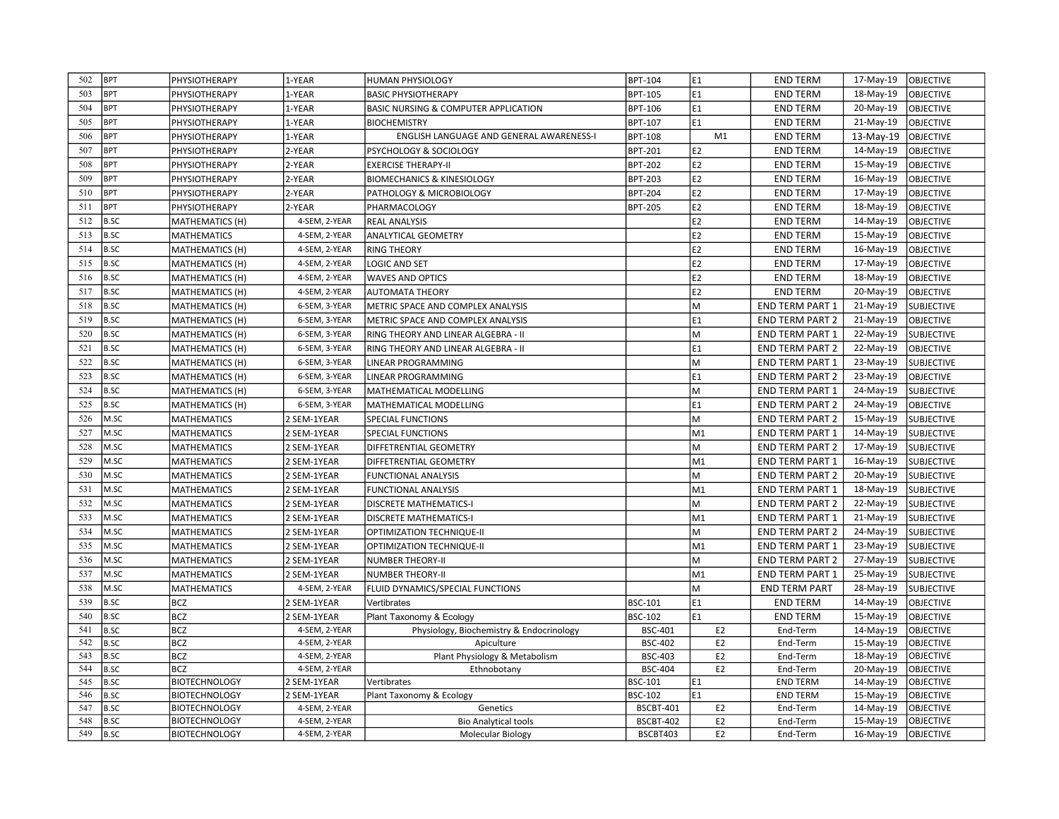| 502 | BPT | PHYSIOTHERAPY | 1-YEAR | HUMAN PHYSIOLOGY | BPT-104 | E1 | END TERM | 17-May-19 | OBJECTIVE |
|---|---|---|---|---|---|---|---|---|---|
| 503 | BPT | PHYSIOTHERAPY | 1-YEAR | BASIC PHYSIOTHERAPY | BPT-105 | E1 | END TERM | 18-May-19 | OBJECTIVE |
| 504 | BPT | PHYSIOTHERAPY | 1-YEAR | BASIC NURSING & COMPUTER APPLICATION | BPT-106 | E1 | END TERM | 20-May-19 | OBJECTIVE |
| 505 | BPT | PHYSIOTHERAPY | 1-YEAR | BIOCHEMISTRY | BPT-107 | E1 | END TERM | 21-May-19 | OBJECTIVE |
| 506 | BPT | PHYSIOTHERAPY | 1-YEAR | ENGLISH LANGUAGE AND GENERAL AWARENESS-I | BPT-108 | M1 | END TERM | 13-May-19 | OBJECTIVE |
| 507 | BPT | PHYSIOTHERAPY | 2-YEAR | PSYCHOLOGY & SOCIOLOGY | BPT-201 | E2 | END TERM | 14-May-19 | OBJECTIVE |
| 508 | BPT | PHYSIOTHERAPY | 2-YEAR | EXERCISE THERAPY-II | BPT-202 | E2 | END TERM | 15-May-19 | OBJECTIVE |
| 509 | BPT | PHYSIOTHERAPY | 2-YEAR | BIOMECHANICS & KINESIOLOGY | BPT-203 | E2 | END TERM | 16-May-19 | OBJECTIVE |
| 510 | BPT | PHYSIOTHERAPY | 2-YEAR | PATHOLOGY & MICROBIOLOGY | BPT-204 | E2 | END TERM | 17-May-19 | OBJECTIVE |
| 511 | BPT | PHYSIOTHERAPY | 2-YEAR | PHARMACOLOGY | BPT-205 | E2 | END TERM | 18-May-19 | OBJECTIVE |
| 512 | B.SC | MATHEMATICS (H) | 4-SEM, 2-YEAR | REAL ANALYSIS | | E2 | END TERM | 14-May-19 | OBJECTIVE |
| 513 | B.SC | MATHEMATICS | 4-SEM, 2-YEAR | ANALYTICAL GEOMETRY | | E2 | END TERM | 15-May-19 | OBJECTIVE |
| 514 | B.SC | MATHEMATICS (H) | 4-SEM, 2-YEAR | RING THEORY | | E2 | END TERM | 16-May-19 | OBJECTIVE |
| 515 | B.SC | MATHEMATICS (H) | 4-SEM, 2-YEAR | LOGIC AND SET | | E2 | END TERM | 17-May-19 | OBJECTIVE |
| 516 | B.SC | MATHEMATICS (H) | 4-SEM, 2-YEAR | WAVES AND OPTICS | | E2 | END TERM | 18-May-19 | OBJECTIVE |
| 517 | B.SC | MATHEMATICS (H) | 4-SEM, 2-YEAR | AUTOMATA THEORY | | E2 | END TERM | 20-May-19 | OBJECTIVE |
| 518 | B.SC | MATHEMATICS (H) | 6-SEM, 3-YEAR | METRIC SPACE AND COMPLEX ANALYSIS | | M | END TERM PART 1 | 21-May-19 | SUBJECTIVE |
| 519 | B.SC | MATHEMATICS (H) | 6-SEM, 3-YEAR | METRIC SPACE AND COMPLEX ANALYSIS | | E1 | END TERM PART 2 | 21-May-19 | OBJECTIVE |
| 520 | B.SC | MATHEMATICS (H) | 6-SEM, 3-YEAR | RING THEORY AND LINEAR ALGEBRA - II | | M | END TERM PART 1 | 22-May-19 | SUBJECTIVE |
| 521 | B.SC | MATHEMATICS (H) | 6-SEM, 3-YEAR | RING THEORY AND LINEAR ALGEBRA - II | | E1 | END TERM PART 2 | 22-May-19 | OBJECTIVE |
| 522 | B.SC | MATHEMATICS (H) | 6-SEM, 3-YEAR | LINEAR PROGRAMMING | | M | END TERM PART 1 | 23-May-19 | SUBJECTIVE |
| 523 | B.SC | MATHEMATICS (H) | 6-SEM, 3-YEAR | LINEAR PROGRAMMING | | E1 | END TERM PART 2 | 23-May-19 | OBJECTIVE |
| 524 | B.SC | MATHEMATICS (H) | 6-SEM, 3-YEAR | MATHEMATICAL MODELLING | | M | END TERM PART 1 | 24-May-19 | SUBJECTIVE |
| 525 | B.SC | MATHEMATICS (H) | 6-SEM, 3-YEAR | MATHEMATICAL MODELLING | | E1 | END TERM PART 2 | 24-May-19 | OBJECTIVE |
| 526 | M.SC | MATHEMATICS | 2 SEM-1YEAR | SPECIAL FUNCTIONS | | M | END TERM PART 2 | 15-May-19 | SUBJECTIVE |
| 527 | M.SC | MATHEMATICS | 2 SEM-1YEAR | SPECIAL FUNCTIONS | | M1 | END TERM PART 1 | 14-May-19 | SUBJECTIVE |
| 528 | M.SC | MATHEMATICS | 2 SEM-1YEAR | DIFFETRENTIAL GEOMETRY | | M | END TERM PART 2 | 17-May-19 | SUBJECTIVE |
| 529 | M.SC | MATHEMATICS | 2 SEM-1YEAR | DIFFETRENTIAL GEOMETRY | | M1 | END TERM PART 1 | 16-May-19 | SUBJECTIVE |
| 530 | M.SC | MATHEMATICS | 2 SEM-1YEAR | FUNCTIONAL ANALYSIS | | M | END TERM PART 2 | 20-May-19 | SUBJECTIVE |
| 531 | M.SC | MATHEMATICS | 2 SEM-1YEAR | FUNCTIONAL ANALYSIS | | M1 | END TERM PART 1 | 18-May-19 | SUBJECTIVE |
| 532 | M.SC | MATHEMATICS | 2 SEM-1YEAR | DISCRETE MATHEMATICS-I | | M | END TERM PART 2 | 22-May-19 | SUBJECTIVE |
| 533 | M.SC | MATHEMATICS | 2 SEM-1YEAR | DISCRETE MATHEMATICS-I | | M1 | END TERM PART 1 | 21-May-19 | SUBJECTIVE |
| 534 | M.SC | MATHEMATICS | 2 SEM-1YEAR | OPTIMIZATION TECHNIQUE-II | | M | END TERM PART 2 | 24-May-19 | SUBJECTIVE |
| 535 | M.SC | MATHEMATICS | 2 SEM-1YEAR | OPTIMIZATION TECHNIQUE-II | | M1 | END TERM PART 1 | 23-May-19 | SUBJECTIVE |
| 536 | M.SC | MATHEMATICS | 2 SEM-1YEAR | NUMBER THEORY-II | | M | END TERM PART 2 | 27-May-19 | SUBJECTIVE |
| 537 | M.SC | MATHEMATICS | 2 SEM-1YEAR | NUMBER THEORY-II | | M1 | END TERM PART 1 | 25-May-19 | SUBJECTIVE |
| 538 | M.SC | MATHEMATICS | 4-SEM, 2-YEAR | FLUID DYNAMICS/SPECIAL FUNCTIONS | | M | END TERM PART | 28-May-19 | SUBJECTIVE |
| 539 | B.SC | BCZ | 2 SEM-1YEAR | Vertibrates | BSC-101 | E1 | END TERM | 14-May-19 | OBJECTIVE |
| 540 | B.SC | BCZ | 2 SEM-1YEAR | Plant Taxonomy & Ecology | BSC-102 | E1 | END TERM | 15-May-19 | OBJECTIVE |
| 541 | B.SC | BCZ | 4-SEM, 2-YEAR | Physiology, Biochemistry & Endocrinology | BSC-401 | E2 | End-Term | 14-May-19 | OBJECTIVE |
| 542 | B.SC | BCZ | 4-SEM, 2-YEAR | Apiculture | BSC-402 | E2 | End-Term | 15-May-19 | OBJECTIVE |
| 543 | B.SC | BCZ | 4-SEM, 2-YEAR | Plant Physiology & Metabolism | BSC-403 | E2 | End-Term | 18-May-19 | OBJECTIVE |
| 544 | B.SC | BCZ | 4-SEM, 2-YEAR | Ethnobotany | BSC-404 | E2 | End-Term | 20-May-19 | OBJECTIVE |
| 545 | B.SC | BIOTECHNOLOGY | 2 SEM-1YEAR | Vertibrates | BSC-101 | E1 | END TERM | 14-May-19 | OBJECTIVE |
| 546 | B.SC | BIOTECHNOLOGY | 2 SEM-1YEAR | Plant Taxonomy & Ecology | BSC-102 | E1 | END TERM | 15-May-19 | OBJECTIVE |
| 547 | B.SC | BIOTECHNOLOGY | 4-SEM, 2-YEAR | Genetics | BSCBT-401 | E2 | End-Term | 14-May-19 | OBJECTIVE |
| 548 | B.SC | BIOTECHNOLOGY | 4-SEM, 2-YEAR | Bio Analytical tools | BSCBT-402 | E2 | End-Term | 15-May-19 | OBJECTIVE |
| 549 | B.SC | BIOTECHNOLOGY | 4-SEM, 2-YEAR | Molecular Biology | BSCBT403 | E2 | End-Term | 16-May-19 | OBJECTIVE |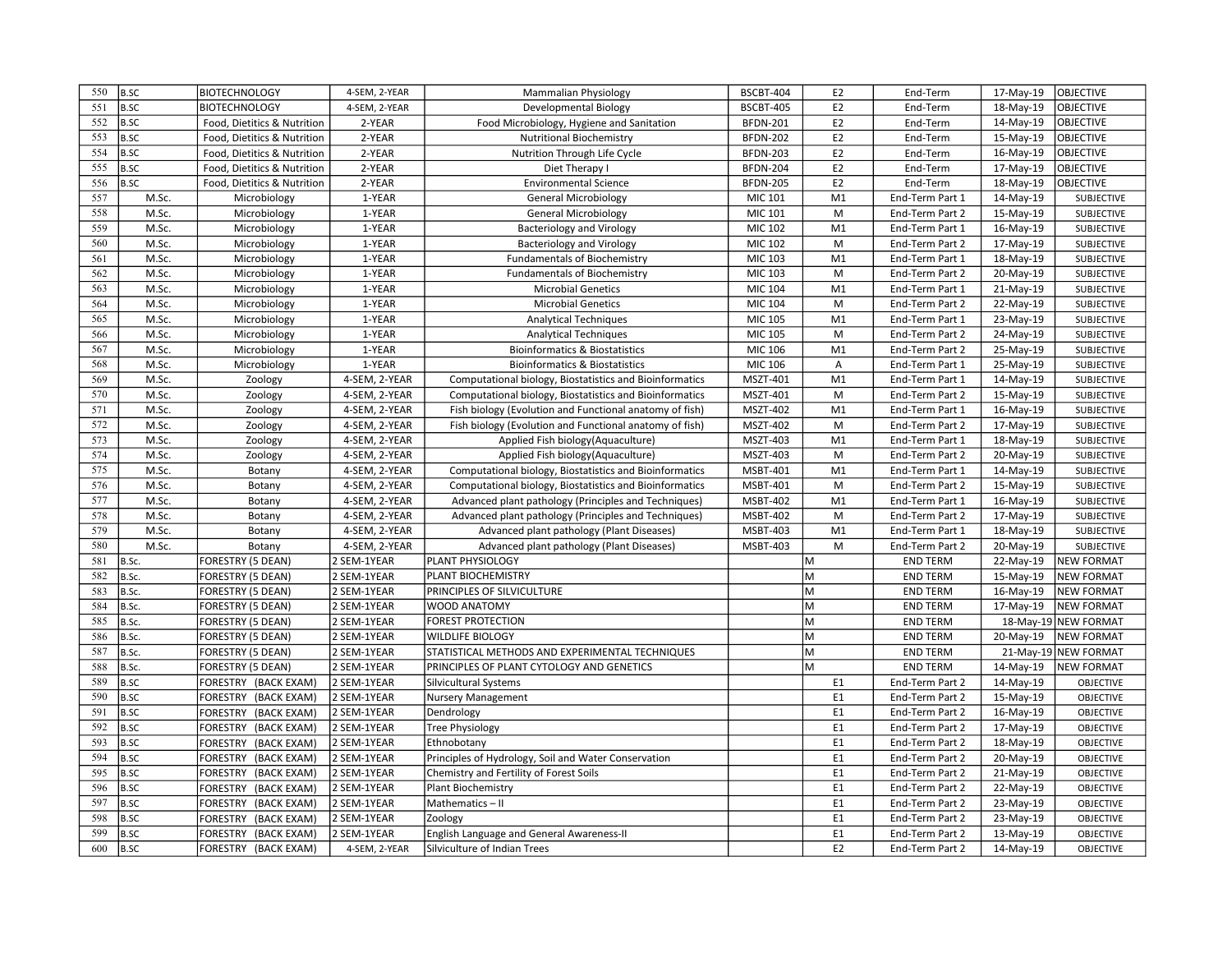| | | | | | | | | | |
|---|---|---|---|---|---|---|---|---|---|
| 550 | B.SC | BIOTECHNOLOGY | 4-SEM, 2-YEAR | Mammalian Physiology | BSCBT-404 | E2 | End-Term | 17-May-19 | OBJECTIVE |
| 551 | B.SC | BIOTECHNOLOGY | 4-SEM, 2-YEAR | Developmental Biology | BSCBT-405 | E2 | End-Term | 18-May-19 | OBJECTIVE |
| 552 | B.SC | Food, Dietitics & Nutrition | 2-YEAR | Food Microbiology, Hygiene and Sanitation | BFDN-201 | E2 | End-Term | 14-May-19 | OBJECTIVE |
| 553 | B.SC | Food, Dietitics & Nutrition | 2-YEAR | Nutritional Biochemistry | BFDN-202 | E2 | End-Term | 15-May-19 | OBJECTIVE |
| 554 | B.SC | Food, Dietitics & Nutrition | 2-YEAR | Nutrition Through Life Cycle | BFDN-203 | E2 | End-Term | 16-May-19 | OBJECTIVE |
| 555 | B.SC | Food, Dietitics & Nutrition | 2-YEAR | Diet Therapy I | BFDN-204 | E2 | End-Term | 17-May-19 | OBJECTIVE |
| 556 | B.SC | Food, Dietitics & Nutrition | 2-YEAR | Environmental Science | BFDN-205 | E2 | End-Term | 18-May-19 | OBJECTIVE |
| 557 | M.Sc. | Microbiology | 1-YEAR | General Microbiology | MIC 101 | M1 | End-Term Part 1 | 14-May-19 | SUBJECTIVE |
| 558 | M.Sc. | Microbiology | 1-YEAR | General Microbiology | MIC 101 | M | End-Term Part 2 | 15-May-19 | SUBJECTIVE |
| 559 | M.Sc. | Microbiology | 1-YEAR | Bacteriology and Virology | MIC 102 | M1 | End-Term Part 1 | 16-May-19 | SUBJECTIVE |
| 560 | M.Sc. | Microbiology | 1-YEAR | Bacteriology and Virology | MIC 102 | M | End-Term Part 2 | 17-May-19 | SUBJECTIVE |
| 561 | M.Sc. | Microbiology | 1-YEAR | Fundamentals of Biochemistry | MIC 103 | M1 | End-Term Part 1 | 18-May-19 | SUBJECTIVE |
| 562 | M.Sc. | Microbiology | 1-YEAR | Fundamentals of Biochemistry | MIC 103 | M | End-Term Part 2 | 20-May-19 | SUBJECTIVE |
| 563 | M.Sc. | Microbiology | 1-YEAR | Microbial Genetics | MIC 104 | M1 | End-Term Part 1 | 21-May-19 | SUBJECTIVE |
| 564 | M.Sc. | Microbiology | 1-YEAR | Microbial Genetics | MIC 104 | M | End-Term Part 2 | 22-May-19 | SUBJECTIVE |
| 565 | M.Sc. | Microbiology | 1-YEAR | Analytical Techniques | MIC 105 | M1 | End-Term Part 1 | 23-May-19 | SUBJECTIVE |
| 566 | M.Sc. | Microbiology | 1-YEAR | Analytical Techniques | MIC 105 | M | End-Term Part 2 | 24-May-19 | SUBJECTIVE |
| 567 | M.Sc. | Microbiology | 1-YEAR | Bioinformatics & Biostatistics | MIC 106 | M1 | End-Term Part 2 | 25-May-19 | SUBJECTIVE |
| 568 | M.Sc. | Microbiology | 1-YEAR | Bioinformatics & Biostatistics | MIC 106 | A | End-Term Part 1 | 25-May-19 | SUBJECTIVE |
| 569 | M.Sc. | Zoology | 4-SEM, 2-YEAR | Computational biology, Biostatistics and Bioinformatics | MSZT-401 | M1 | End-Term Part 1 | 14-May-19 | SUBJECTIVE |
| 570 | M.Sc. | Zoology | 4-SEM, 2-YEAR | Computational biology, Biostatistics and Bioinformatics | MSZT-401 | M | End-Term Part 2 | 15-May-19 | SUBJECTIVE |
| 571 | M.Sc. | Zoology | 4-SEM, 2-YEAR | Fish biology (Evolution and Functional anatomy of fish) | MSZT-402 | M1 | End-Term Part 1 | 16-May-19 | SUBJECTIVE |
| 572 | M.Sc. | Zoology | 4-SEM, 2-YEAR | Fish biology (Evolution and Functional anatomy of fish) | MSZT-402 | M | End-Term Part 2 | 17-May-19 | SUBJECTIVE |
| 573 | M.Sc. | Zoology | 4-SEM, 2-YEAR | Applied Fish biology(Aquaculture) | MSZT-403 | M1 | End-Term Part 1 | 18-May-19 | SUBJECTIVE |
| 574 | M.Sc. | Zoology | 4-SEM, 2-YEAR | Applied Fish biology(Aquaculture) | MSZT-403 | M | End-Term Part 2 | 20-May-19 | SUBJECTIVE |
| 575 | M.Sc. | Botany | 4-SEM, 2-YEAR | Computational biology, Biostatistics and Bioinformatics | MSBT-401 | M1 | End-Term Part 1 | 14-May-19 | SUBJECTIVE |
| 576 | M.Sc. | Botany | 4-SEM, 2-YEAR | Computational biology, Biostatistics and Bioinformatics | MSBT-401 | M | End-Term Part 2 | 15-May-19 | SUBJECTIVE |
| 577 | M.Sc. | Botany | 4-SEM, 2-YEAR | Advanced plant pathology (Principles and Techniques) | MSBT-402 | M1 | End-Term Part 1 | 16-May-19 | SUBJECTIVE |
| 578 | M.Sc. | Botany | 4-SEM, 2-YEAR | Advanced plant pathology (Principles and Techniques) | MSBT-402 | M | End-Term Part 2 | 17-May-19 | SUBJECTIVE |
| 579 | M.Sc. | Botany | 4-SEM, 2-YEAR | Advanced plant pathology (Plant Diseases) | MSBT-403 | M1 | End-Term Part 1 | 18-May-19 | SUBJECTIVE |
| 580 | M.Sc. | Botany | 4-SEM, 2-YEAR | Advanced plant pathology (Plant Diseases) | MSBT-403 | M | End-Term Part 2 | 20-May-19 | SUBJECTIVE |
| 581 | B.Sc. | FORESTRY (5 DEAN) | 2 SEM-1YEAR | PLANT PHYSIOLOGY | | M | END TERM | 22-May-19 | NEW FORMAT |
| 582 | B.Sc. | FORESTRY (5 DEAN) | 2 SEM-1YEAR | PLANT BIOCHEMISTRY | | M | END TERM | 15-May-19 | NEW FORMAT |
| 583 | B.Sc. | FORESTRY (5 DEAN) | 2 SEM-1YEAR | PRINCIPLES OF SILVICULTURE | | M | END TERM | 16-May-19 | NEW FORMAT |
| 584 | B.Sc. | FORESTRY (5 DEAN) | 2 SEM-1YEAR | WOOD ANATOMY | | M | END TERM | 17-May-19 | NEW FORMAT |
| 585 | B.Sc. | FORESTRY (5 DEAN) | 2 SEM-1YEAR | FOREST PROTECTION | | M | END TERM | 18-May-19 | NEW FORMAT |
| 586 | B.Sc. | FORESTRY (5 DEAN) | 2 SEM-1YEAR | WILDLIFE BIOLOGY | | M | END TERM | 20-May-19 | NEW FORMAT |
| 587 | B.Sc. | FORESTRY (5 DEAN) | 2 SEM-1YEAR | STATISTICAL METHODS AND EXPERIMENTAL TECHNIQUES | | M | END TERM | 21-May-19 | NEW FORMAT |
| 588 | B.Sc. | FORESTRY (5 DEAN) | 2 SEM-1YEAR | PRINCIPLES OF PLANT CYTOLOGY AND GENETICS | | M | END TERM | 14-May-19 | NEW FORMAT |
| 589 | B.SC | FORESTRY (BACK EXAM) | 2 SEM-1YEAR | Silvicultural Systems | | E1 | End-Term Part 2 | 14-May-19 | OBJECTIVE |
| 590 | B.SC | FORESTRY (BACK EXAM) | 2 SEM-1YEAR | Nursery Management | | E1 | End-Term Part 2 | 15-May-19 | OBJECTIVE |
| 591 | B.SC | FORESTRY (BACK EXAM) | 2 SEM-1YEAR | Dendrology | | E1 | End-Term Part 2 | 16-May-19 | OBJECTIVE |
| 592 | B.SC | FORESTRY (BACK EXAM) | 2 SEM-1YEAR | Tree Physiology | | E1 | End-Term Part 2 | 17-May-19 | OBJECTIVE |
| 593 | B.SC | FORESTRY (BACK EXAM) | 2 SEM-1YEAR | Ethnobotany | | E1 | End-Term Part 2 | 18-May-19 | OBJECTIVE |
| 594 | B.SC | FORESTRY (BACK EXAM) | 2 SEM-1YEAR | Principles of Hydrology, Soil and Water Conservation | | E1 | End-Term Part 2 | 20-May-19 | OBJECTIVE |
| 595 | B.SC | FORESTRY (BACK EXAM) | 2 SEM-1YEAR | Chemistry and Fertility of Forest Soils | | E1 | End-Term Part 2 | 21-May-19 | OBJECTIVE |
| 596 | B.SC | FORESTRY (BACK EXAM) | 2 SEM-1YEAR | Plant Biochemistry | | E1 | End-Term Part 2 | 22-May-19 | OBJECTIVE |
| 597 | B.SC | FORESTRY (BACK EXAM) | 2 SEM-1YEAR | Mathematics – II | | E1 | End-Term Part 2 | 23-May-19 | OBJECTIVE |
| 598 | B.SC | FORESTRY (BACK EXAM) | 2 SEM-1YEAR | Zoology | | E1 | End-Term Part 2 | 23-May-19 | OBJECTIVE |
| 599 | B.SC | FORESTRY (BACK EXAM) | 2 SEM-1YEAR | English Language and General Awareness-II | | E1 | End-Term Part 2 | 13-May-19 | OBJECTIVE |
| 600 | B.SC | FORESTRY (BACK EXAM) | 4-SEM, 2-YEAR | Silviculture of Indian Trees | | E2 | End-Term Part 2 | 14-May-19 | OBJECTIVE |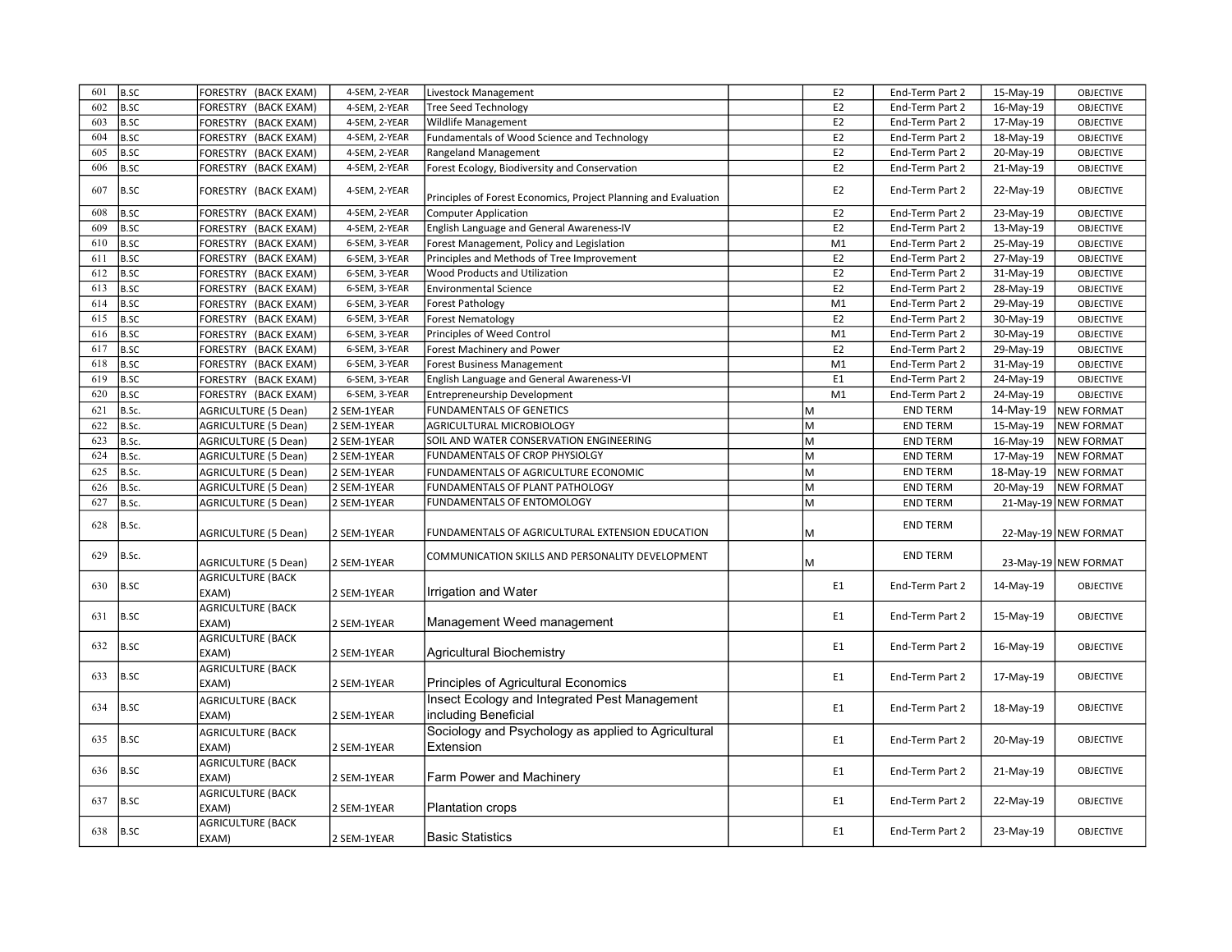| 601 | B.SC | FORESTRY (BACK EXAM) | 4-SEM, 2-YEAR | Livestock Management | | E2 | End-Term Part 2 | 15-May-19 | OBJECTIVE |
|---|---|---|---|---|---|---|---|---|---|
| 602 | B.SC | FORESTRY (BACK EXAM) | 4-SEM, 2-YEAR | Tree Seed Technology | | E2 | End-Term Part 2 | 16-May-19 | OBJECTIVE |
| 603 | B.SC | FORESTRY (BACK EXAM) | 4-SEM, 2-YEAR | Wildlife Management | | E2 | End-Term Part 2 | 17-May-19 | OBJECTIVE |
| 604 | B.SC | FORESTRY (BACK EXAM) | 4-SEM, 2-YEAR | Fundamentals of Wood Science and Technology | | E2 | End-Term Part 2 | 18-May-19 | OBJECTIVE |
| 605 | B.SC | FORESTRY (BACK EXAM) | 4-SEM, 2-YEAR | Rangeland Management | | E2 | End-Term Part 2 | 20-May-19 | OBJECTIVE |
| 606 | B.SC | FORESTRY (BACK EXAM) | 4-SEM, 2-YEAR | Forest Ecology, Biodiversity and Conservation | | E2 | End-Term Part 2 | 21-May-19 | OBJECTIVE |
| 607 | B.SC | FORESTRY (BACK EXAM) | 4-SEM, 2-YEAR | Principles of Forest Economics, Project Planning and Evaluation | | E2 | End-Term Part 2 | 22-May-19 | OBJECTIVE |
| 608 | B.SC | FORESTRY (BACK EXAM) | 4-SEM, 2-YEAR | Computer Application | | E2 | End-Term Part 2 | 23-May-19 | OBJECTIVE |
| 609 | B.SC | FORESTRY (BACK EXAM) | 4-SEM, 2-YEAR | English Language and General Awareness-IV | | E2 | End-Term Part 2 | 13-May-19 | OBJECTIVE |
| 610 | B.SC | FORESTRY (BACK EXAM) | 6-SEM, 3-YEAR | Forest Management, Policy and Legislation | | M1 | End-Term Part 2 | 25-May-19 | OBJECTIVE |
| 611 | B.SC | FORESTRY (BACK EXAM) | 6-SEM, 3-YEAR | Principles and Methods of Tree Improvement | | E2 | End-Term Part 2 | 27-May-19 | OBJECTIVE |
| 612 | B.SC | FORESTRY (BACK EXAM) | 6-SEM, 3-YEAR | Wood Products and Utilization | | E2 | End-Term Part 2 | 31-May-19 | OBJECTIVE |
| 613 | B.SC | FORESTRY (BACK EXAM) | 6-SEM, 3-YEAR | Environmental Science | | E2 | End-Term Part 2 | 28-May-19 | OBJECTIVE |
| 614 | B.SC | FORESTRY (BACK EXAM) | 6-SEM, 3-YEAR | Forest Pathology | | M1 | End-Term Part 2 | 29-May-19 | OBJECTIVE |
| 615 | B.SC | FORESTRY (BACK EXAM) | 6-SEM, 3-YEAR | Forest Nematology | | E2 | End-Term Part 2 | 30-May-19 | OBJECTIVE |
| 616 | B.SC | FORESTRY (BACK EXAM) | 6-SEM, 3-YEAR | Principles of Weed Control | | M1 | End-Term Part 2 | 30-May-19 | OBJECTIVE |
| 617 | B.SC | FORESTRY (BACK EXAM) | 6-SEM, 3-YEAR | Forest Machinery and Power | | E2 | End-Term Part 2 | 29-May-19 | OBJECTIVE |
| 618 | B.SC | FORESTRY (BACK EXAM) | 6-SEM, 3-YEAR | Forest Business Management | | M1 | End-Term Part 2 | 31-May-19 | OBJECTIVE |
| 619 | B.SC | FORESTRY (BACK EXAM) | 6-SEM, 3-YEAR | English Language and General Awareness-VI | | E1 | End-Term Part 2 | 24-May-19 | OBJECTIVE |
| 620 | B.SC | FORESTRY (BACK EXAM) | 6-SEM, 3-YEAR | Entrepreneurship Development | | M1 | End-Term Part 2 | 24-May-19 | OBJECTIVE |
| 621 | B.Sc. | AGRICULTURE (5 Dean) | 2 SEM-1YEAR | FUNDAMENTALS OF GENETICS | | M | END TERM | 14-May-19 | NEW FORMAT |
| 622 | B.Sc. | AGRICULTURE (5 Dean) | 2 SEM-1YEAR | AGRICULTURAL MICROBIOLOGY | | M | END TERM | 15-May-19 | NEW FORMAT |
| 623 | B.Sc. | AGRICULTURE (5 Dean) | 2 SEM-1YEAR | SOIL AND WATER CONSERVATION ENGINEERING | | M | END TERM | 16-May-19 | NEW FORMAT |
| 624 | B.Sc. | AGRICULTURE (5 Dean) | 2 SEM-1YEAR | FUNDAMENTALS OF CROP PHYSIOLGY | | M | END TERM | 17-May-19 | NEW FORMAT |
| 625 | B.Sc. | AGRICULTURE (5 Dean) | 2 SEM-1YEAR | FUNDAMENTALS OF AGRICULTURE ECONOMIC | | M | END TERM | 18-May-19 | NEW FORMAT |
| 626 | B.Sc. | AGRICULTURE (5 Dean) | 2 SEM-1YEAR | FUNDAMENTALS OF PLANT PATHOLOGY | | M | END TERM | 20-May-19 | NEW FORMAT |
| 627 | B.Sc. | AGRICULTURE (5 Dean) | 2 SEM-1YEAR | FUNDAMENTALS OF ENTOMOLOGY | | M | END TERM | 21-May-19 | NEW FORMAT |
| 628 | B.Sc. | AGRICULTURE (5 Dean) | 2 SEM-1YEAR | FUNDAMENTALS OF AGRICULTURAL EXTENSION EDUCATION | | M | END TERM | 22-May-19 | NEW FORMAT |
| 629 | B.Sc. | AGRICULTURE (5 Dean) | 2 SEM-1YEAR | COMMUNICATION SKILLS AND PERSONALITY DEVELOPMENT | | M | END TERM | 23-May-19 | NEW FORMAT |
| 630 | B.SC | AGRICULTURE (BACK EXAM) | 2 SEM-1YEAR | Irrigation and Water | | E1 | End-Term Part 2 | 14-May-19 | OBJECTIVE |
| 631 | B.SC | AGRICULTURE (BACK EXAM) | 2 SEM-1YEAR | Management Weed management | | E1 | End-Term Part 2 | 15-May-19 | OBJECTIVE |
| 632 | B.SC | AGRICULTURE (BACK EXAM) | 2 SEM-1YEAR | Agricultural Biochemistry | | E1 | End-Term Part 2 | 16-May-19 | OBJECTIVE |
| 633 | B.SC | AGRICULTURE (BACK EXAM) | 2 SEM-1YEAR | Principles of Agricultural Economics | | E1 | End-Term Part 2 | 17-May-19 | OBJECTIVE |
| 634 | B.SC | AGRICULTURE (BACK EXAM) | 2 SEM-1YEAR | Insect Ecology and Integrated Pest Management including Beneficial | | E1 | End-Term Part 2 | 18-May-19 | OBJECTIVE |
| 635 | B.SC | AGRICULTURE (BACK EXAM) | 2 SEM-1YEAR | Sociology and Psychology as applied to Agricultural Extension | | E1 | End-Term Part 2 | 20-May-19 | OBJECTIVE |
| 636 | B.SC | AGRICULTURE (BACK EXAM) | 2 SEM-1YEAR | Farm Power and Machinery | | E1 | End-Term Part 2 | 21-May-19 | OBJECTIVE |
| 637 | B.SC | AGRICULTURE (BACK EXAM) | 2 SEM-1YEAR | Plantation crops | | E1 | End-Term Part 2 | 22-May-19 | OBJECTIVE |
| 638 | B.SC | AGRICULTURE (BACK EXAM) | 2 SEM-1YEAR | Basic Statistics | | E1 | End-Term Part 2 | 23-May-19 | OBJECTIVE |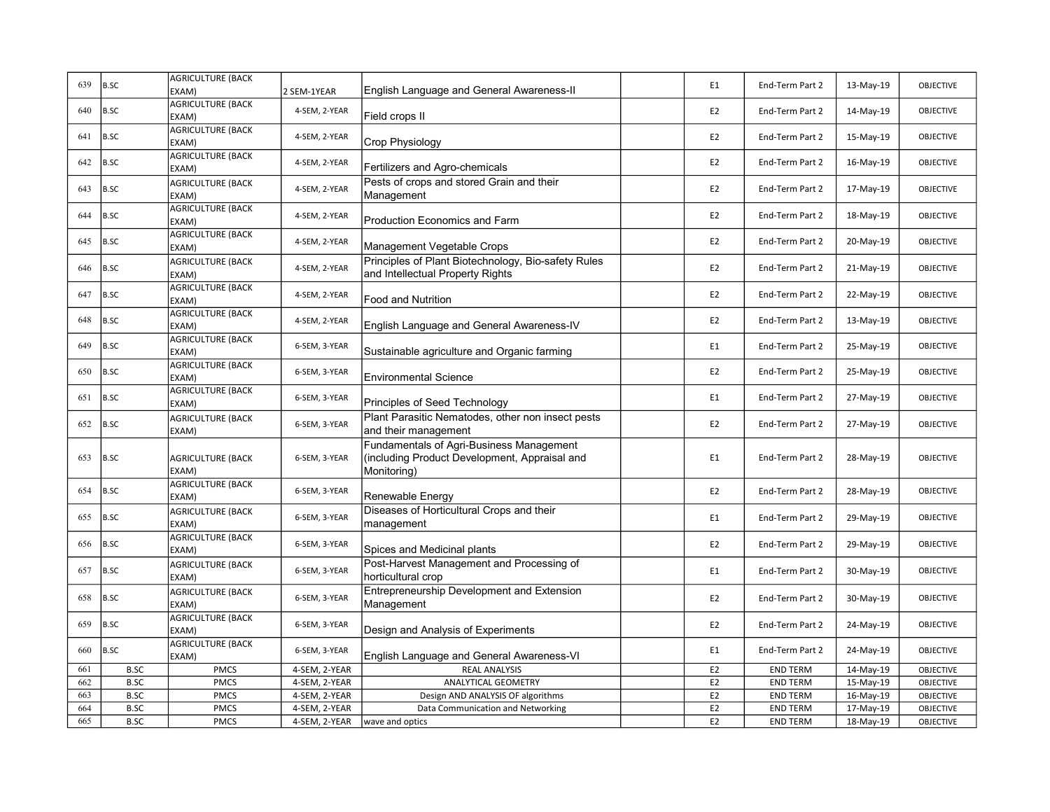| | | | | | | | | | |
|---|---|---|---|---|---|---|---|---|---|
| 639 | B.SC | AGRICULTURE (BACK EXAM) | 2 SEM-1YEAR | English Language and General Awareness-II | | E1 | End-Term Part 2 | 13-May-19 | OBJECTIVE |
| 640 | B.SC | AGRICULTURE (BACK EXAM) | 4-SEM, 2-YEAR | Field crops II | | E2 | End-Term Part 2 | 14-May-19 | OBJECTIVE |
| 641 | B.SC | AGRICULTURE (BACK EXAM) | 4-SEM, 2-YEAR | Crop Physiology | | E2 | End-Term Part 2 | 15-May-19 | OBJECTIVE |
| 642 | B.SC | AGRICULTURE (BACK EXAM) | 4-SEM, 2-YEAR | Fertilizers and Agro-chemicals | | E2 | End-Term Part 2 | 16-May-19 | OBJECTIVE |
| 643 | B.SC | AGRICULTURE (BACK EXAM) | 4-SEM, 2-YEAR | Pests of crops and stored Grain and their Management | | E2 | End-Term Part 2 | 17-May-19 | OBJECTIVE |
| 644 | B.SC | AGRICULTURE (BACK EXAM) | 4-SEM, 2-YEAR | Production Economics and Farm | | E2 | End-Term Part 2 | 18-May-19 | OBJECTIVE |
| 645 | B.SC | AGRICULTURE (BACK EXAM) | 4-SEM, 2-YEAR | Management Vegetable Crops | | E2 | End-Term Part 2 | 20-May-19 | OBJECTIVE |
| 646 | B.SC | AGRICULTURE (BACK EXAM) | 4-SEM, 2-YEAR | Principles of Plant Biotechnology, Bio-safety Rules and Intellectual Property Rights | | E2 | End-Term Part 2 | 21-May-19 | OBJECTIVE |
| 647 | B.SC | AGRICULTURE (BACK EXAM) | 4-SEM, 2-YEAR | Food and Nutrition | | E2 | End-Term Part 2 | 22-May-19 | OBJECTIVE |
| 648 | B.SC | AGRICULTURE (BACK EXAM) | 4-SEM, 2-YEAR | English Language and General Awareness-IV | | E2 | End-Term Part 2 | 13-May-19 | OBJECTIVE |
| 649 | B.SC | AGRICULTURE (BACK EXAM) | 6-SEM, 3-YEAR | Sustainable agriculture and Organic farming | | E1 | End-Term Part 2 | 25-May-19 | OBJECTIVE |
| 650 | B.SC | AGRICULTURE (BACK EXAM) | 6-SEM, 3-YEAR | Environmental Science | | E2 | End-Term Part 2 | 25-May-19 | OBJECTIVE |
| 651 | B.SC | AGRICULTURE (BACK EXAM) | 6-SEM, 3-YEAR | Principles of Seed Technology | | E1 | End-Term Part 2 | 27-May-19 | OBJECTIVE |
| 652 | B.SC | AGRICULTURE (BACK EXAM) | 6-SEM, 3-YEAR | Plant Parasitic Nematodes, other non insect pests and their management | | E2 | End-Term Part 2 | 27-May-19 | OBJECTIVE |
| 653 | B.SC | AGRICULTURE (BACK EXAM) | 6-SEM, 3-YEAR | Fundamentals of Agri-Business Management (including Product Development, Appraisal and Monitoring) | | E1 | End-Term Part 2 | 28-May-19 | OBJECTIVE |
| 654 | B.SC | AGRICULTURE (BACK EXAM) | 6-SEM, 3-YEAR | Renewable Energy | | E2 | End-Term Part 2 | 28-May-19 | OBJECTIVE |
| 655 | B.SC | AGRICULTURE (BACK EXAM) | 6-SEM, 3-YEAR | Diseases of Horticultural Crops and their management | | E1 | End-Term Part 2 | 29-May-19 | OBJECTIVE |
| 656 | B.SC | AGRICULTURE (BACK EXAM) | 6-SEM, 3-YEAR | Spices and Medicinal plants | | E2 | End-Term Part 2 | 29-May-19 | OBJECTIVE |
| 657 | B.SC | AGRICULTURE (BACK EXAM) | 6-SEM, 3-YEAR | Post-Harvest Management and Processing of horticultural crop | | E1 | End-Term Part 2 | 30-May-19 | OBJECTIVE |
| 658 | B.SC | AGRICULTURE (BACK EXAM) | 6-SEM, 3-YEAR | Entrepreneurship Development and Extension Management | | E2 | End-Term Part 2 | 30-May-19 | OBJECTIVE |
| 659 | B.SC | AGRICULTURE (BACK EXAM) | 6-SEM, 3-YEAR | Design and Analysis of Experiments | | E2 | End-Term Part 2 | 24-May-19 | OBJECTIVE |
| 660 | B.SC | AGRICULTURE (BACK EXAM) | 6-SEM, 3-YEAR | English Language and General Awareness-VI | | E1 | End-Term Part 2 | 24-May-19 | OBJECTIVE |
| 661 | B.SC | PMCS | 4-SEM, 2-YEAR | REAL ANALYSIS | | E2 | END TERM | 14-May-19 | OBJECTIVE |
| 662 | B.SC | PMCS | 4-SEM, 2-YEAR | ANALYTICAL GEOMETRY | | E2 | END TERM | 15-May-19 | OBJECTIVE |
| 663 | B.SC | PMCS | 4-SEM, 2-YEAR | Design AND ANALYSIS OF algorithms | | E2 | END TERM | 16-May-19 | OBJECTIVE |
| 664 | B.SC | PMCS | 4-SEM, 2-YEAR | Data Communication and Networking | | E2 | END TERM | 17-May-19 | OBJECTIVE |
| 665 | B.SC | PMCS | 4-SEM, 2-YEAR | wave and optics | | E2 | END TERM | 18-May-19 | OBJECTIVE |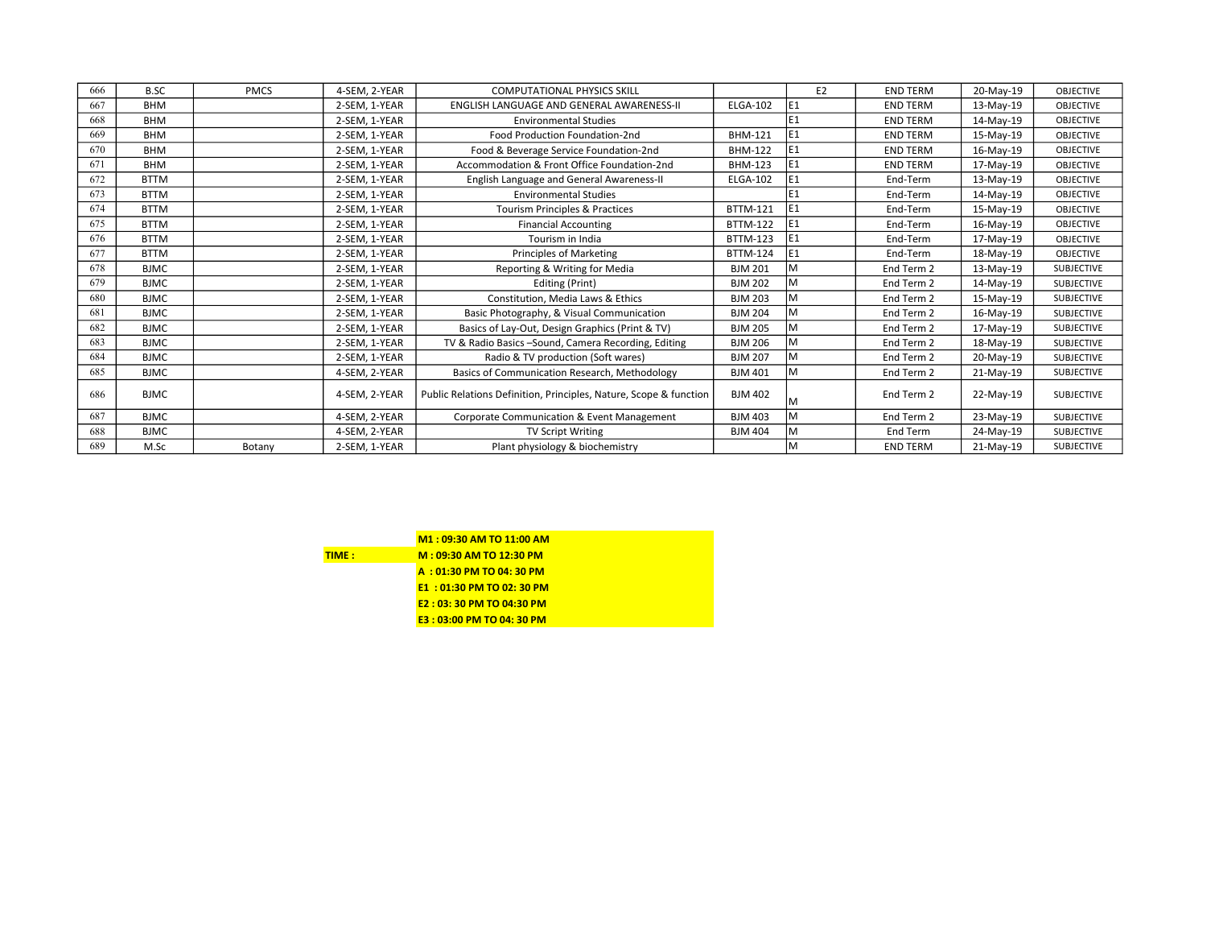| | | | | | | | | | |
|---|---|---|---|---|---|---|---|---|---|
| 666 | B.SC | PMCS | 4-SEM, 2-YEAR | COMPUTATIONAL PHYSICS SKILL | | E2 | END TERM | 20-May-19 | OBJECTIVE |
| 667 | BHM | | 2-SEM, 1-YEAR | ENGLISH LANGUAGE AND GENERAL AWARENESS-II | ELGA-102 | E1 | END TERM | 13-May-19 | OBJECTIVE |
| 668 | BHM | | 2-SEM, 1-YEAR | Environmental Studies | | E1 | END TERM | 14-May-19 | OBJECTIVE |
| 669 | BHM | | 2-SEM, 1-YEAR | Food Production Foundation-2nd | BHM-121 | E1 | END TERM | 15-May-19 | OBJECTIVE |
| 670 | BHM | | 2-SEM, 1-YEAR | Food & Beverage Service Foundation-2nd | BHM-122 | E1 | END TERM | 16-May-19 | OBJECTIVE |
| 671 | BHM | | 2-SEM, 1-YEAR | Accommodation & Front Office Foundation-2nd | BHM-123 | E1 | END TERM | 17-May-19 | OBJECTIVE |
| 672 | BTTM | | 2-SEM, 1-YEAR | English Language and General Awareness-II | ELGA-102 | E1 | End-Term | 13-May-19 | OBJECTIVE |
| 673 | BTTM | | 2-SEM, 1-YEAR | Environmental Studies | | E1 | End-Term | 14-May-19 | OBJECTIVE |
| 674 | BTTM | | 2-SEM, 1-YEAR | Tourism Principles & Practices | BTTM-121 | E1 | End-Term | 15-May-19 | OBJECTIVE |
| 675 | BTTM | | 2-SEM, 1-YEAR | Financial Accounting | BTTM-122 | E1 | End-Term | 16-May-19 | OBJECTIVE |
| 676 | BTTM | | 2-SEM, 1-YEAR | Tourism in India | BTTM-123 | E1 | End-Term | 17-May-19 | OBJECTIVE |
| 677 | BTTM | | 2-SEM, 1-YEAR | Principles of Marketing | BTTM-124 | E1 | End-Term | 18-May-19 | OBJECTIVE |
| 678 | BJMC | | 2-SEM, 1-YEAR | Reporting & Writing for Media | BJM 201 | M | End Term 2 | 13-May-19 | SUBJECTIVE |
| 679 | BJMC | | 2-SEM, 1-YEAR | Editing (Print) | BJM 202 | M | End Term 2 | 14-May-19 | SUBJECTIVE |
| 680 | BJMC | | 2-SEM, 1-YEAR | Constitution, Media Laws & Ethics | BJM 203 | M | End Term 2 | 15-May-19 | SUBJECTIVE |
| 681 | BJMC | | 2-SEM, 1-YEAR | Basic Photography, & Visual Communication | BJM 204 | M | End Term 2 | 16-May-19 | SUBJECTIVE |
| 682 | BJMC | | 2-SEM, 1-YEAR | Basics of Lay-Out, Design Graphics (Print & TV) | BJM 205 | M | End Term 2 | 17-May-19 | SUBJECTIVE |
| 683 | BJMC | | 2-SEM, 1-YEAR | TV & Radio Basics –Sound, Camera Recording, Editing | BJM 206 | M | End Term 2 | 18-May-19 | SUBJECTIVE |
| 684 | BJMC | | 2-SEM, 1-YEAR | Radio & TV production (Soft wares) | BJM 207 | M | End Term 2 | 20-May-19 | SUBJECTIVE |
| 685 | BJMC | | 4-SEM, 2-YEAR | Basics of Communication Research, Methodology | BJM 401 | M | End Term 2 | 21-May-19 | SUBJECTIVE |
| 686 | BJMC | | 4-SEM, 2-YEAR | Public Relations Definition, Principles, Nature, Scope & function | BJM 402 | M | End Term 2 | 22-May-19 | SUBJECTIVE |
| 687 | BJMC | | 4-SEM, 2-YEAR | Corporate Communication & Event Management | BJM 403 | M | End Term 2 | 23-May-19 | SUBJECTIVE |
| 688 | BJMC | | 4-SEM, 2-YEAR | TV Script Writing | BJM 404 | M | End Term | 24-May-19 | SUBJECTIVE |
| 689 | M.Sc | Botany | 2-SEM, 1-YEAR | Plant physiology & biochemistry | | M | END TERM | 21-May-19 | SUBJECTIVE |

**TIME :**

**M1 : 09:30 AM TO 11:00 AM**

**M : 09:30 AM TO 12:30 PM**

**A : 01:30 PM TO 04: 30 PM**

**E1 : 01:30 PM TO 02: 30 PM**

**E2 : 03: 30 PM TO 04:30 PM**

**E3 : 03:00 PM TO 04: 30 PM**